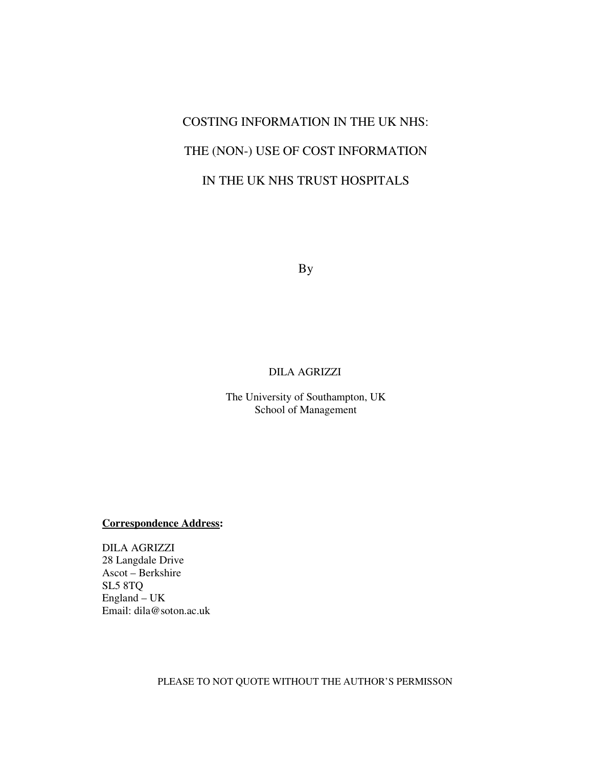# COSTING INFORMATION IN THE UK NHS:

# THE (NON-) USE OF COST INFORMATION

# IN THE UK NHS TRUST HOSPITALS

By

DILA AGRIZZI

The University of Southampton, UK
School of Management

**Correspondence Address:**

DILA AGRIZZI
28 Langdale Drive
Ascot – Berkshire
SL5 8TQ
England – UK
Email: dila@soton.ac.uk

PLEASE TO NOT QUOTE WITHOUT THE AUTHOR'S PERMISSON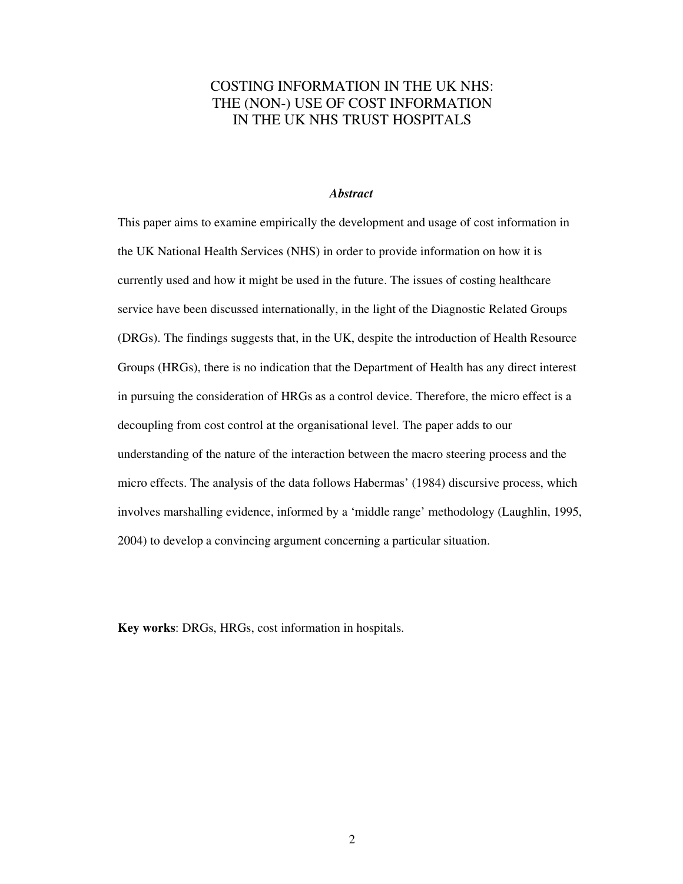# COSTING INFORMATION IN THE UK NHS: THE (NON-) USE OF COST INFORMATION IN THE UK NHS TRUST HOSPITALS

### *Abstract*

This paper aims to examine empirically the development and usage of cost information in the UK National Health Services (NHS) in order to provide information on how it is currently used and how it might be used in the future. The issues of costing healthcare service have been discussed internationally, in the light of the Diagnostic Related Groups (DRGs). The findings suggests that, in the UK, despite the introduction of Health Resource Groups (HRGs), there is no indication that the Department of Health has any direct interest in pursuing the consideration of HRGs as a control device. Therefore, the micro effect is a decoupling from cost control at the organisational level. The paper adds to our understanding of the nature of the interaction between the macro steering process and the micro effects. The analysis of the data follows Habermas' (1984) discursive process, which involves marshalling evidence, informed by a 'middle range' methodology (Laughlin, 1995, 2004) to develop a convincing argument concerning a particular situation.

**Key works**: DRGs, HRGs, cost information in hospitals.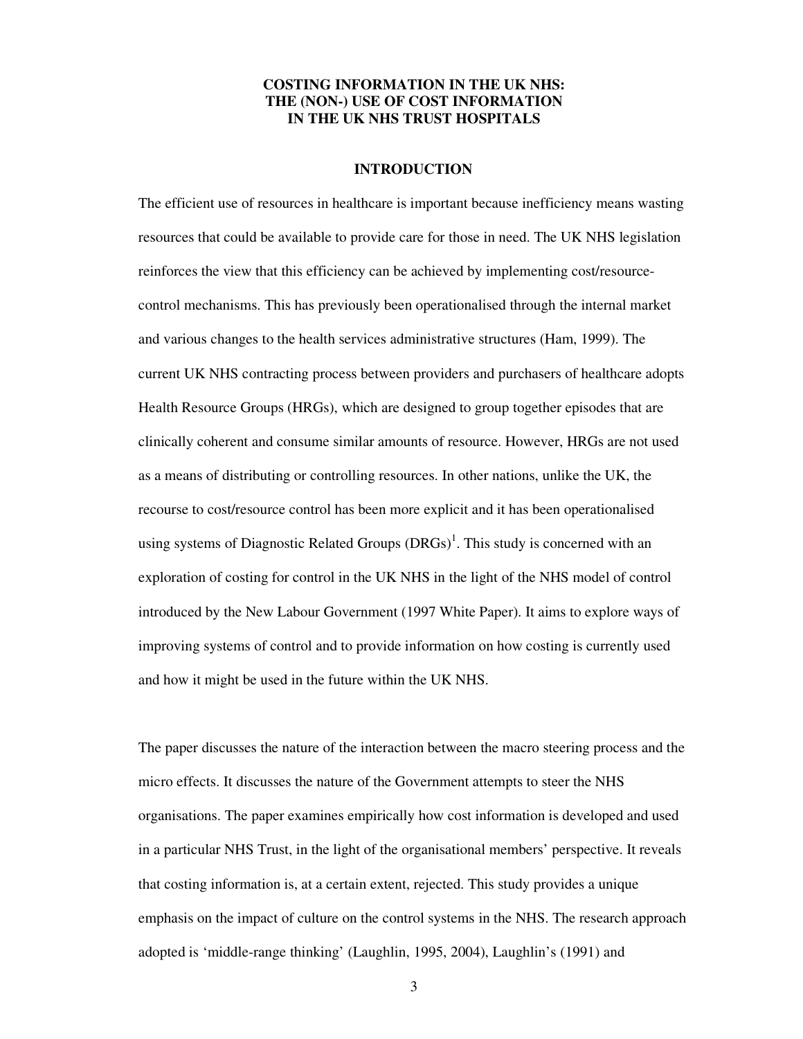# COSTING INFORMATION IN THE UK NHS: THE (NON-) USE OF COST INFORMATION IN THE UK NHS TRUST HOSPITALS

## INTRODUCTION

The efficient use of resources in healthcare is important because inefficiency means wasting resources that could be available to provide care for those in need. The UK NHS legislation reinforces the view that this efficiency can be achieved by implementing cost/resource-control mechanisms. This has previously been operationalised through the internal market and various changes to the health services administrative structures (Ham, 1999). The current UK NHS contracting process between providers and purchasers of healthcare adopts Health Resource Groups (HRGs), which are designed to group together episodes that are clinically coherent and consume similar amounts of resource. However, HRGs are not used as a means of distributing or controlling resources. In other nations, unlike the UK, the recourse to cost/resource control has been more explicit and it has been operationalised using systems of Diagnostic Related Groups (DRGs)[1]. This study is concerned with an exploration of costing for control in the UK NHS in the light of the NHS model of control introduced by the New Labour Government (1997 White Paper). It aims to explore ways of improving systems of control and to provide information on how costing is currently used and how it might be used in the future within the UK NHS.

The paper discusses the nature of the interaction between the macro steering process and the micro effects. It discusses the nature of the Government attempts to steer the NHS organisations. The paper examines empirically how cost information is developed and used in a particular NHS Trust, in the light of the organisational members' perspective. It reveals that costing information is, at a certain extent, rejected. This study provides a unique emphasis on the impact of culture on the control systems in the NHS. The research approach adopted is 'middle-range thinking' (Laughlin, 1995, 2004), Laughlin's (1991) and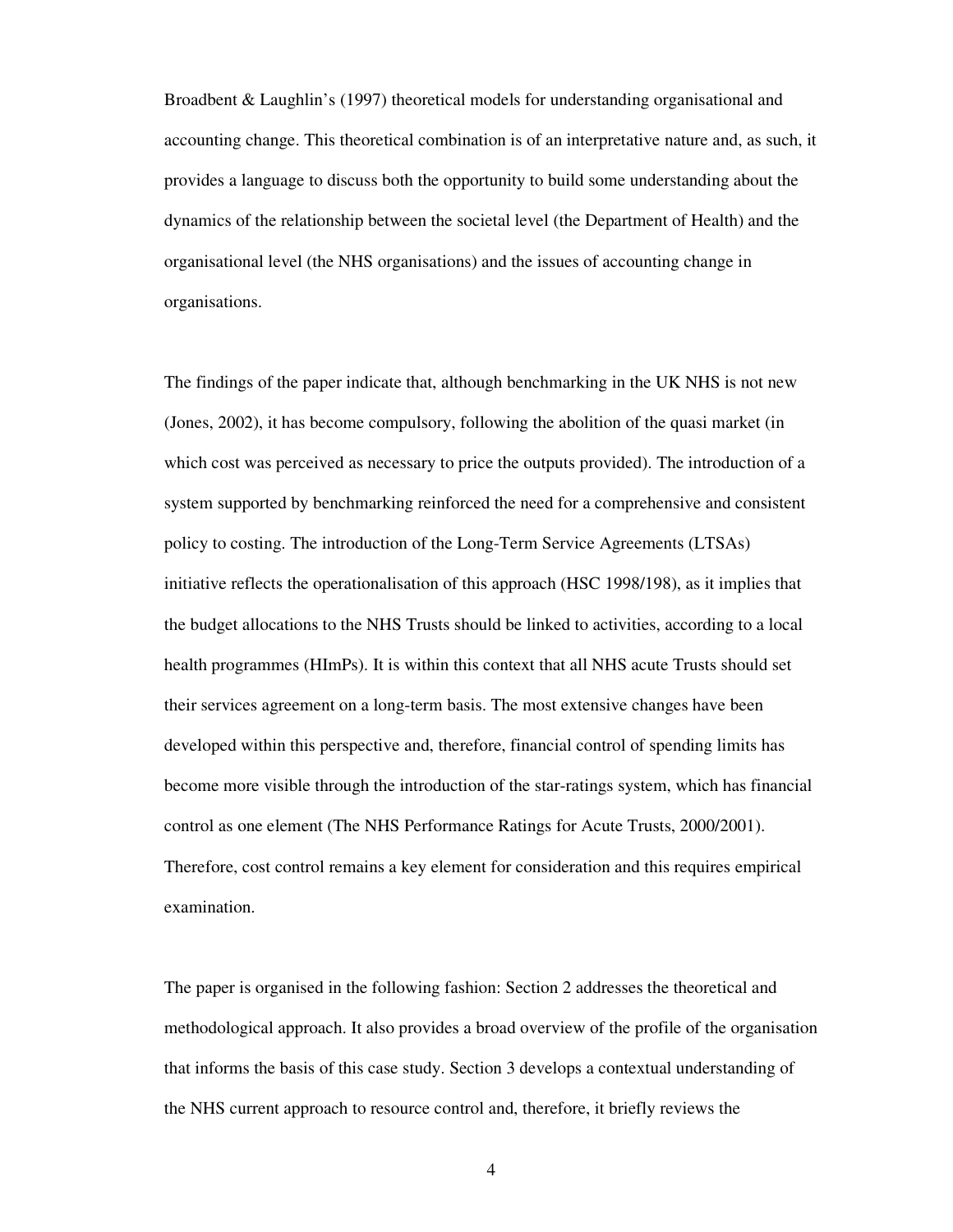Broadbent & Laughlin's (1997) theoretical models for understanding organisational and accounting change. This theoretical combination is of an interpretative nature and, as such, it provides a language to discuss both the opportunity to build some understanding about the dynamics of the relationship between the societal level (the Department of Health) and the organisational level (the NHS organisations) and the issues of accounting change in organisations.

The findings of the paper indicate that, although benchmarking in the UK NHS is not new (Jones, 2002), it has become compulsory, following the abolition of the quasi market (in which cost was perceived as necessary to price the outputs provided). The introduction of a system supported by benchmarking reinforced the need for a comprehensive and consistent policy to costing. The introduction of the Long-Term Service Agreements (LTSAs) initiative reflects the operationalisation of this approach (HSC 1998/198), as it implies that the budget allocations to the NHS Trusts should be linked to activities, according to a local health programmes (HImPs). It is within this context that all NHS acute Trusts should set their services agreement on a long-term basis. The most extensive changes have been developed within this perspective and, therefore, financial control of spending limits has become more visible through the introduction of the star-ratings system, which has financial control as one element (The NHS Performance Ratings for Acute Trusts, 2000/2001). Therefore, cost control remains a key element for consideration and this requires empirical examination.

The paper is organised in the following fashion: Section 2 addresses the theoretical and methodological approach. It also provides a broad overview of the profile of the organisation that informs the basis of this case study. Section 3 develops a contextual understanding of the NHS current approach to resource control and, therefore, it briefly reviews the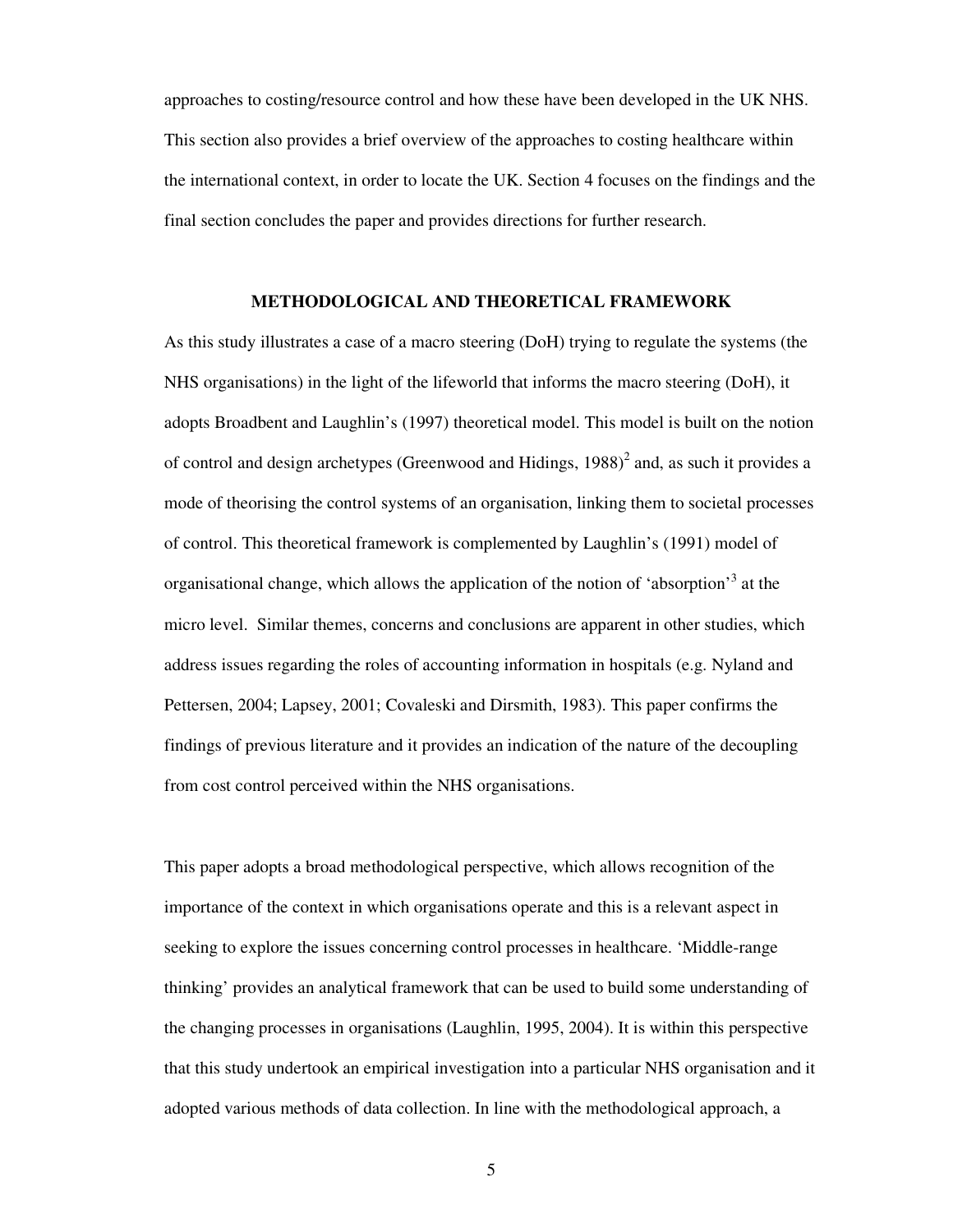approaches to costing/resource control and how these have been developed in the UK NHS. This section also provides a brief overview of the approaches to costing healthcare within the international context, in order to locate the UK. Section 4 focuses on the findings and the final section concludes the paper and provides directions for further research.

## METHODOLOGICAL AND THEORETICAL FRAMEWORK

As this study illustrates a case of a macro steering (DoH) trying to regulate the systems (the NHS organisations) in the light of the lifeworld that informs the macro steering (DoH), it adopts Broadbent and Laughlin's (1997) theoretical model. This model is built on the notion of control and design archetypes (Greenwood and Hidings, 1988)[2] and, as such it provides a mode of theorising the control systems of an organisation, linking them to societal processes of control. This theoretical framework is complemented by Laughlin's (1991) model of organisational change, which allows the application of the notion of 'absorption'[3] at the micro level. Similar themes, concerns and conclusions are apparent in other studies, which address issues regarding the roles of accounting information in hospitals (e.g. Nyland and Pettersen, 2004; Lapsey, 2001; Covaleski and Dirsmith, 1983). This paper confirms the findings of previous literature and it provides an indication of the nature of the decoupling from cost control perceived within the NHS organisations.

This paper adopts a broad methodological perspective, which allows recognition of the importance of the context in which organisations operate and this is a relevant aspect in seeking to explore the issues concerning control processes in healthcare. 'Middle-range thinking' provides an analytical framework that can be used to build some understanding of the changing processes in organisations (Laughlin, 1995, 2004). It is within this perspective that this study undertook an empirical investigation into a particular NHS organisation and it adopted various methods of data collection. In line with the methodological approach, a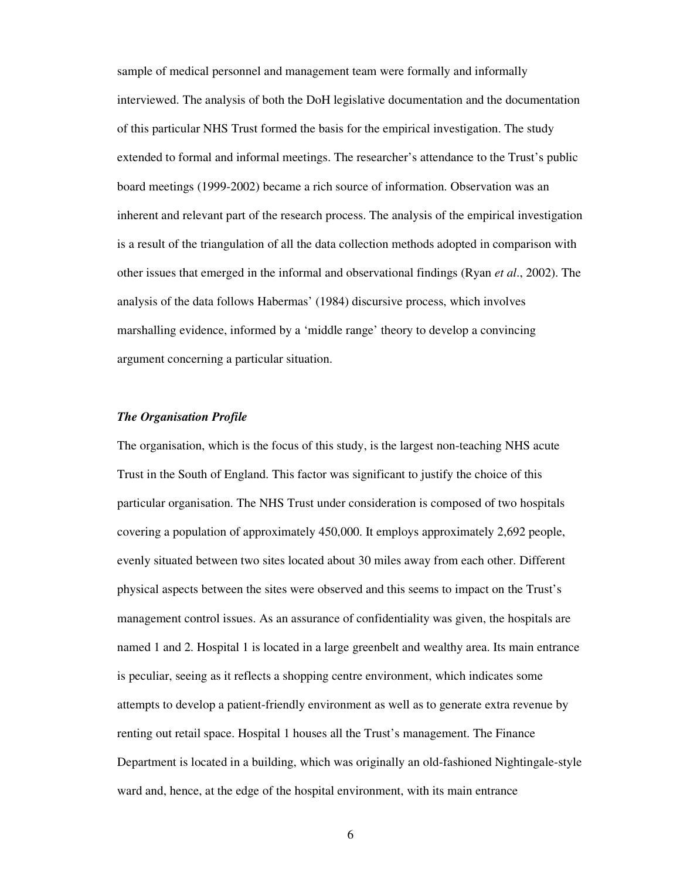sample of medical personnel and management team were formally and informally interviewed. The analysis of both the DoH legislative documentation and the documentation of this particular NHS Trust formed the basis for the empirical investigation. The study extended to formal and informal meetings. The researcher's attendance to the Trust's public board meetings (1999-2002) became a rich source of information. Observation was an inherent and relevant part of the research process. The analysis of the empirical investigation is a result of the triangulation of all the data collection methods adopted in comparison with other issues that emerged in the informal and observational findings (Ryan *et al*., 2002). The analysis of the data follows Habermas' (1984) discursive process, which involves marshalling evidence, informed by a 'middle range' theory to develop a convincing argument concerning a particular situation.

***The Organisation Profile***

The organisation, which is the focus of this study, is the largest non-teaching NHS acute Trust in the South of England. This factor was significant to justify the choice of this particular organisation. The NHS Trust under consideration is composed of two hospitals covering a population of approximately 450,000. It employs approximately 2,692 people, evenly situated between two sites located about 30 miles away from each other. Different physical aspects between the sites were observed and this seems to impact on the Trust's management control issues. As an assurance of confidentiality was given, the hospitals are named 1 and 2. Hospital 1 is located in a large greenbelt and wealthy area. Its main entrance is peculiar, seeing as it reflects a shopping centre environment, which indicates some attempts to develop a patient-friendly environment as well as to generate extra revenue by renting out retail space. Hospital 1 houses all the Trust's management. The Finance Department is located in a building, which was originally an old-fashioned Nightingale-style ward and, hence, at the edge of the hospital environment, with its main entrance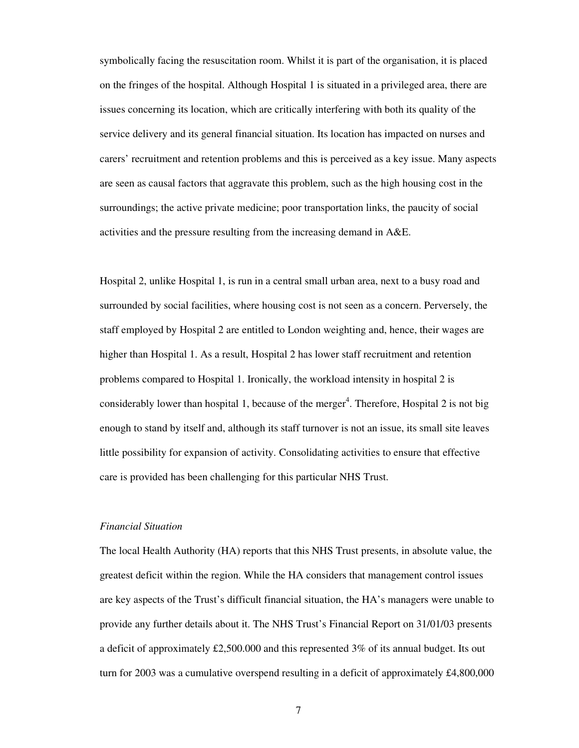symbolically facing the resuscitation room. Whilst it is part of the organisation, it is placed on the fringes of the hospital. Although Hospital 1 is situated in a privileged area, there are issues concerning its location, which are critically interfering with both its quality of the service delivery and its general financial situation. Its location has impacted on nurses and carers' recruitment and retention problems and this is perceived as a key issue. Many aspects are seen as causal factors that aggravate this problem, such as the high housing cost in the surroundings; the active private medicine; poor transportation links, the paucity of social activities and the pressure resulting from the increasing demand in A&E.

Hospital 2, unlike Hospital 1, is run in a central small urban area, next to a busy road and surrounded by social facilities, where housing cost is not seen as a concern. Perversely, the staff employed by Hospital 2 are entitled to London weighting and, hence, their wages are higher than Hospital 1. As a result, Hospital 2 has lower staff recruitment and retention problems compared to Hospital 1. Ironically, the workload intensity in hospital 2 is considerably lower than hospital 1, because of the merger[4]. Therefore, Hospital 2 is not big enough to stand by itself and, although its staff turnover is not an issue, its small site leaves little possibility for expansion of activity. Consolidating activities to ensure that effective care is provided has been challenging for this particular NHS Trust.

*Financial Situation*

The local Health Authority (HA) reports that this NHS Trust presents, in absolute value, the greatest deficit within the region. While the HA considers that management control issues are key aspects of the Trust's difficult financial situation, the HA's managers were unable to provide any further details about it. The NHS Trust's Financial Report on 31/01/03 presents a deficit of approximately £2,500.000 and this represented 3% of its annual budget. Its out turn for 2003 was a cumulative overspend resulting in a deficit of approximately £4,800,000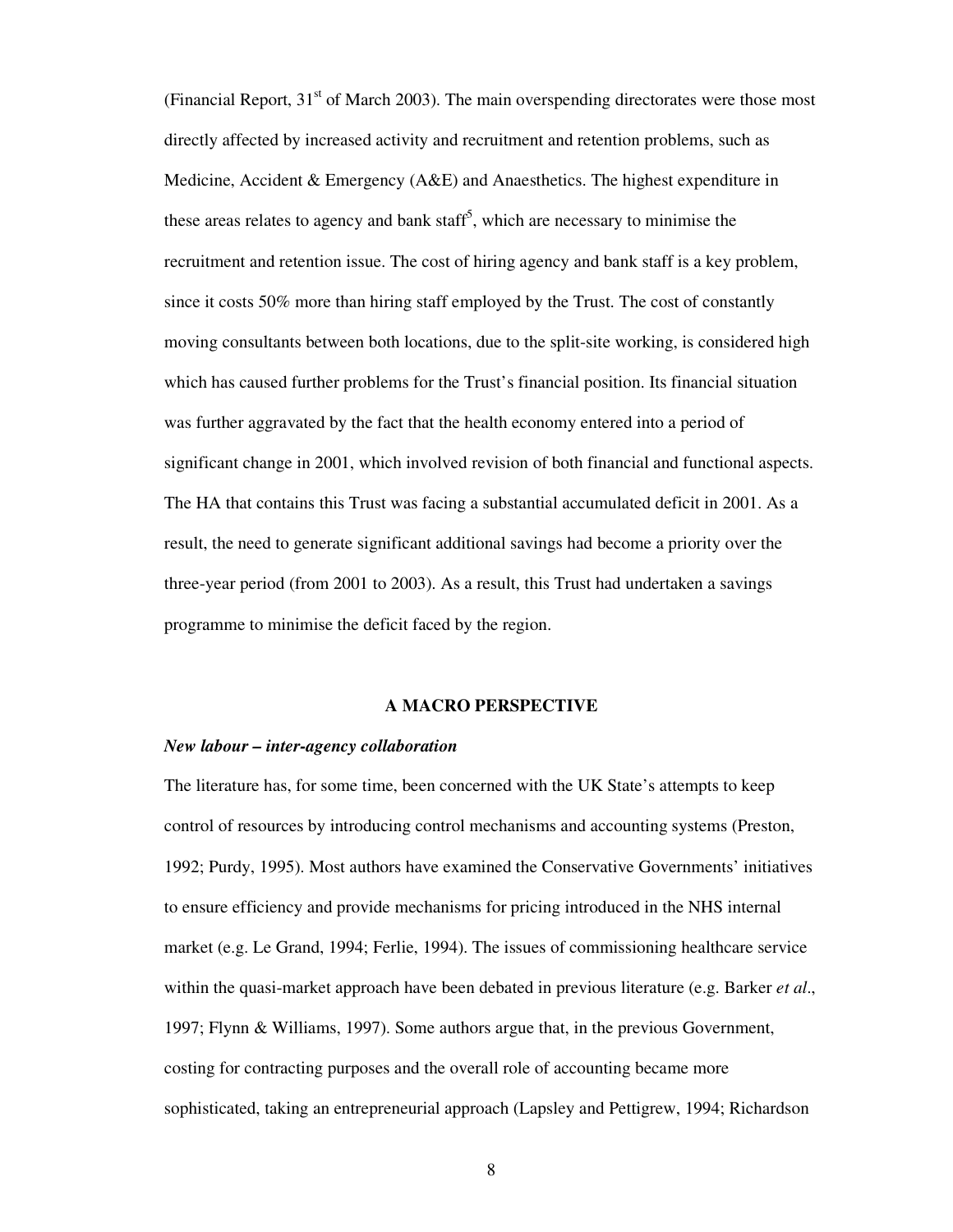(Financial Report, 31st of March 2003). The main overspending directorates were those most directly affected by increased activity and recruitment and retention problems, such as Medicine, Accident & Emergency (A&E) and Anaesthetics. The highest expenditure in these areas relates to agency and bank staff[5], which are necessary to minimise the recruitment and retention issue. The cost of hiring agency and bank staff is a key problem, since it costs 50% more than hiring staff employed by the Trust. The cost of constantly moving consultants between both locations, due to the split-site working, is considered high which has caused further problems for the Trust's financial position. Its financial situation was further aggravated by the fact that the health economy entered into a period of significant change in 2001, which involved revision of both financial and functional aspects. The HA that contains this Trust was facing a substantial accumulated deficit in 2001. As a result, the need to generate significant additional savings had become a priority over the three-year period (from 2001 to 2003). As a result, this Trust had undertaken a savings programme to minimise the deficit faced by the region.

## A MACRO PERSPECTIVE

### *New labour – inter-agency collaboration*

The literature has, for some time, been concerned with the UK State's attempts to keep control of resources by introducing control mechanisms and accounting systems (Preston, 1992; Purdy, 1995). Most authors have examined the Conservative Governments' initiatives to ensure efficiency and provide mechanisms for pricing introduced in the NHS internal market (e.g. Le Grand, 1994; Ferlie, 1994). The issues of commissioning healthcare service within the quasi-market approach have been debated in previous literature (e.g. Barker *et al*., 1997; Flynn & Williams, 1997). Some authors argue that, in the previous Government, costing for contracting purposes and the overall role of accounting became more sophisticated, taking an entrepreneurial approach (Lapsley and Pettigrew, 1994; Richardson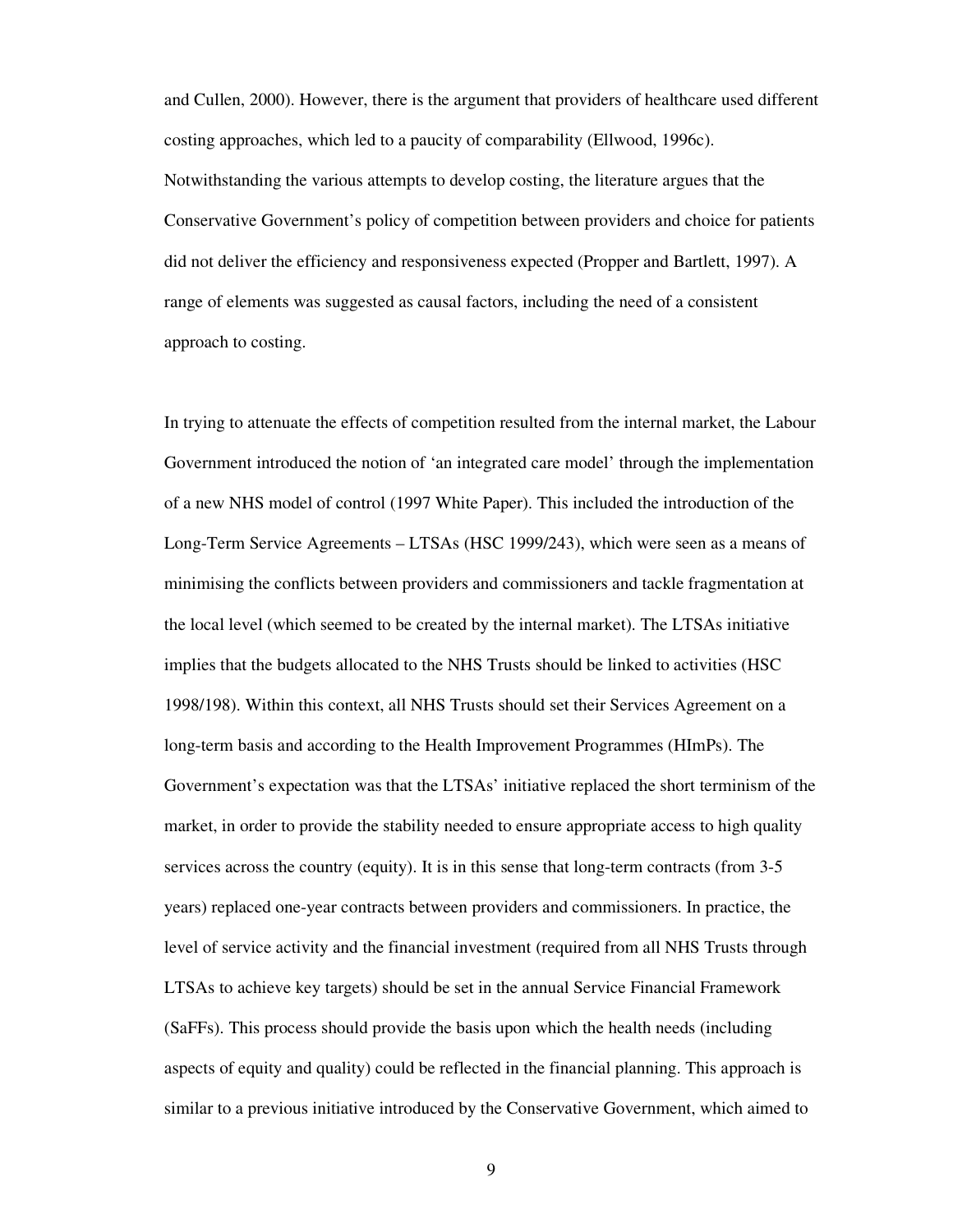and Cullen, 2000). However, there is the argument that providers of healthcare used different costing approaches, which led to a paucity of comparability (Ellwood, 1996c). Notwithstanding the various attempts to develop costing, the literature argues that the Conservative Government's policy of competition between providers and choice for patients did not deliver the efficiency and responsiveness expected (Propper and Bartlett, 1997). A range of elements was suggested as causal factors, including the need of a consistent approach to costing.

In trying to attenuate the effects of competition resulted from the internal market, the Labour Government introduced the notion of 'an integrated care model' through the implementation of a new NHS model of control (1997 White Paper). This included the introduction of the Long-Term Service Agreements – LTSAs (HSC 1999/243), which were seen as a means of minimising the conflicts between providers and commissioners and tackle fragmentation at the local level (which seemed to be created by the internal market). The LTSAs initiative implies that the budgets allocated to the NHS Trusts should be linked to activities (HSC 1998/198). Within this context, all NHS Trusts should set their Services Agreement on a long-term basis and according to the Health Improvement Programmes (HImPs). The Government's expectation was that the LTSAs' initiative replaced the short terminism of the market, in order to provide the stability needed to ensure appropriate access to high quality services across the country (equity). It is in this sense that long-term contracts (from 3-5 years) replaced one-year contracts between providers and commissioners. In practice, the level of service activity and the financial investment (required from all NHS Trusts through LTSAs to achieve key targets) should be set in the annual Service Financial Framework (SaFFs). This process should provide the basis upon which the health needs (including aspects of equity and quality) could be reflected in the financial planning. This approach is similar to a previous initiative introduced by the Conservative Government, which aimed to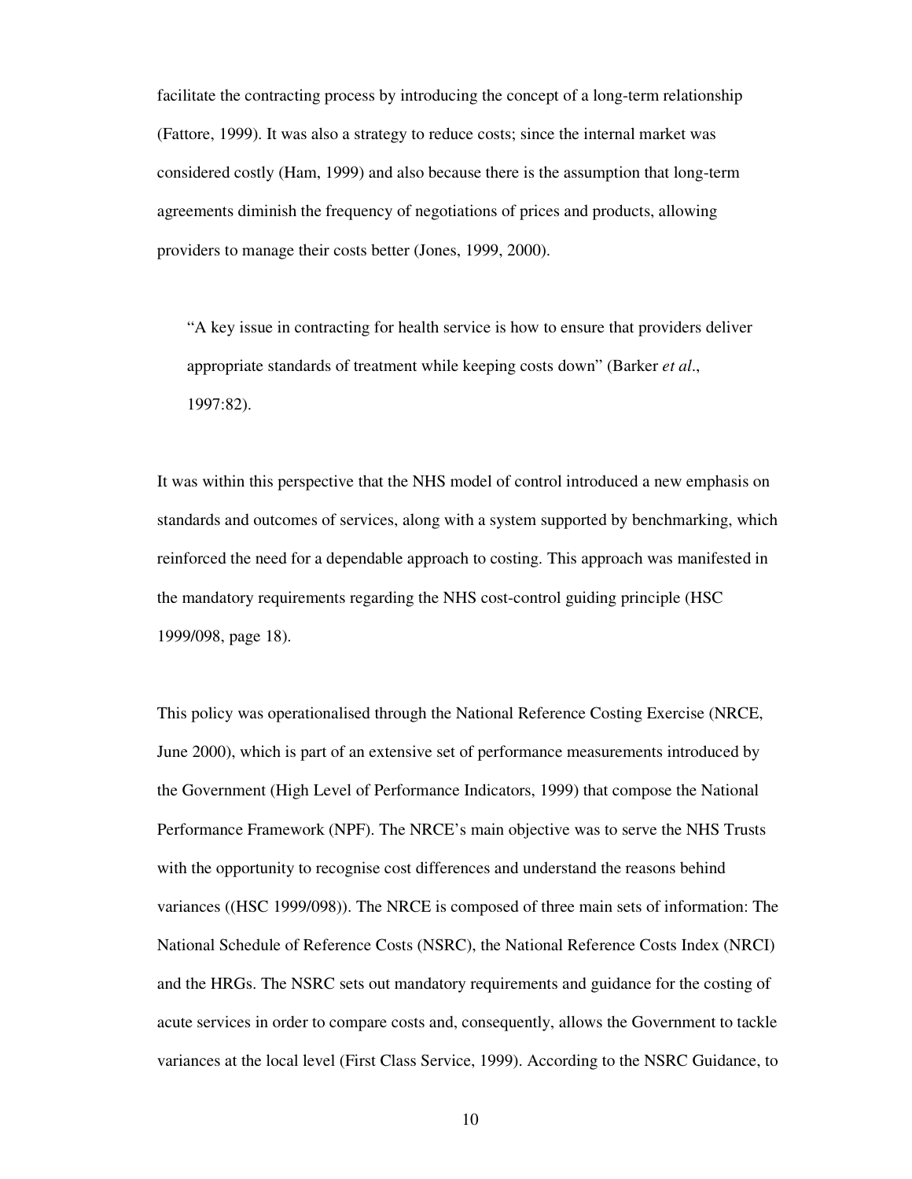facilitate the contracting process by introducing the concept of a long-term relationship (Fattore, 1999). It was also a strategy to reduce costs; since the internal market was considered costly (Ham, 1999) and also because there is the assumption that long-term agreements diminish the frequency of negotiations of prices and products, allowing providers to manage their costs better (Jones, 1999, 2000).

> "A key issue in contracting for health service is how to ensure that providers deliver appropriate standards of treatment while keeping costs down" (Barker *et al*., 1997:82).

It was within this perspective that the NHS model of control introduced a new emphasis on standards and outcomes of services, along with a system supported by benchmarking, which reinforced the need for a dependable approach to costing. This approach was manifested in the mandatory requirements regarding the NHS cost-control guiding principle (HSC 1999/098, page 18).

This policy was operationalised through the National Reference Costing Exercise (NRCE, June 2000), which is part of an extensive set of performance measurements introduced by the Government (High Level of Performance Indicators, 1999) that compose the National Performance Framework (NPF). The NRCE's main objective was to serve the NHS Trusts with the opportunity to recognise cost differences and understand the reasons behind variances ((HSC 1999/098)). The NRCE is composed of three main sets of information: The National Schedule of Reference Costs (NSRC), the National Reference Costs Index (NRCI) and the HRGs. The NSRC sets out mandatory requirements and guidance for the costing of acute services in order to compare costs and, consequently, allows the Government to tackle variances at the local level (First Class Service, 1999). According to the NSRC Guidance, to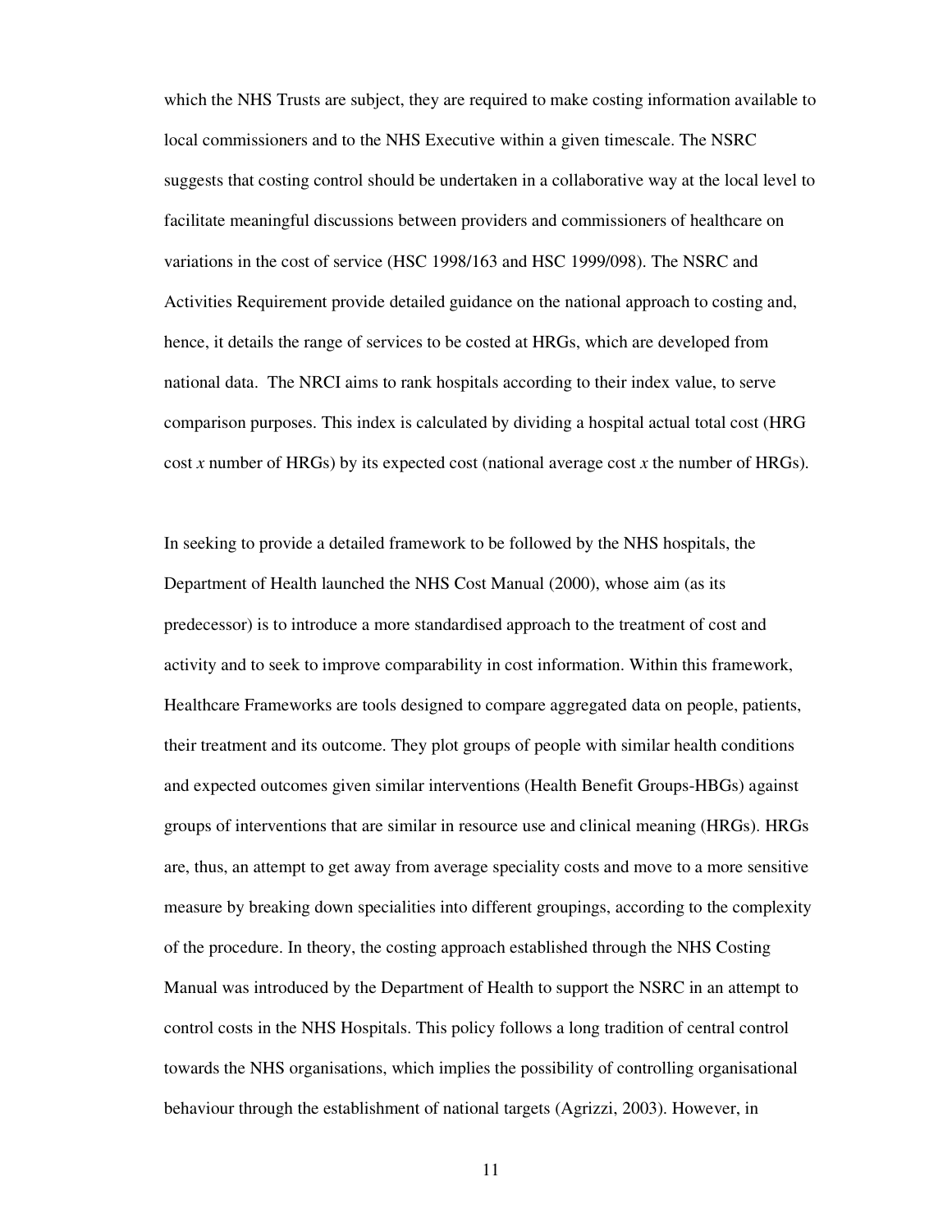which the NHS Trusts are subject, they are required to make costing information available to local commissioners and to the NHS Executive within a given timescale. The NSRC suggests that costing control should be undertaken in a collaborative way at the local level to facilitate meaningful discussions between providers and commissioners of healthcare on variations in the cost of service (HSC 1998/163 and HSC 1999/098). The NSRC and Activities Requirement provide detailed guidance on the national approach to costing and, hence, it details the range of services to be costed at HRGs, which are developed from national data. The NRCI aims to rank hospitals according to their index value, to serve comparison purposes. This index is calculated by dividing a hospital actual total cost (HRG cost *x* number of HRGs) by its expected cost (national average cost *x* the number of HRGs).

In seeking to provide a detailed framework to be followed by the NHS hospitals, the Department of Health launched the NHS Cost Manual (2000), whose aim (as its predecessor) is to introduce a more standardised approach to the treatment of cost and activity and to seek to improve comparability in cost information. Within this framework, Healthcare Frameworks are tools designed to compare aggregated data on people, patients, their treatment and its outcome. They plot groups of people with similar health conditions and expected outcomes given similar interventions (Health Benefit Groups-HBGs) against groups of interventions that are similar in resource use and clinical meaning (HRGs). HRGs are, thus, an attempt to get away from average speciality costs and move to a more sensitive measure by breaking down specialities into different groupings, according to the complexity of the procedure. In theory, the costing approach established through the NHS Costing Manual was introduced by the Department of Health to support the NSRC in an attempt to control costs in the NHS Hospitals. This policy follows a long tradition of central control towards the NHS organisations, which implies the possibility of controlling organisational behaviour through the establishment of national targets (Agrizzi, 2003). However, in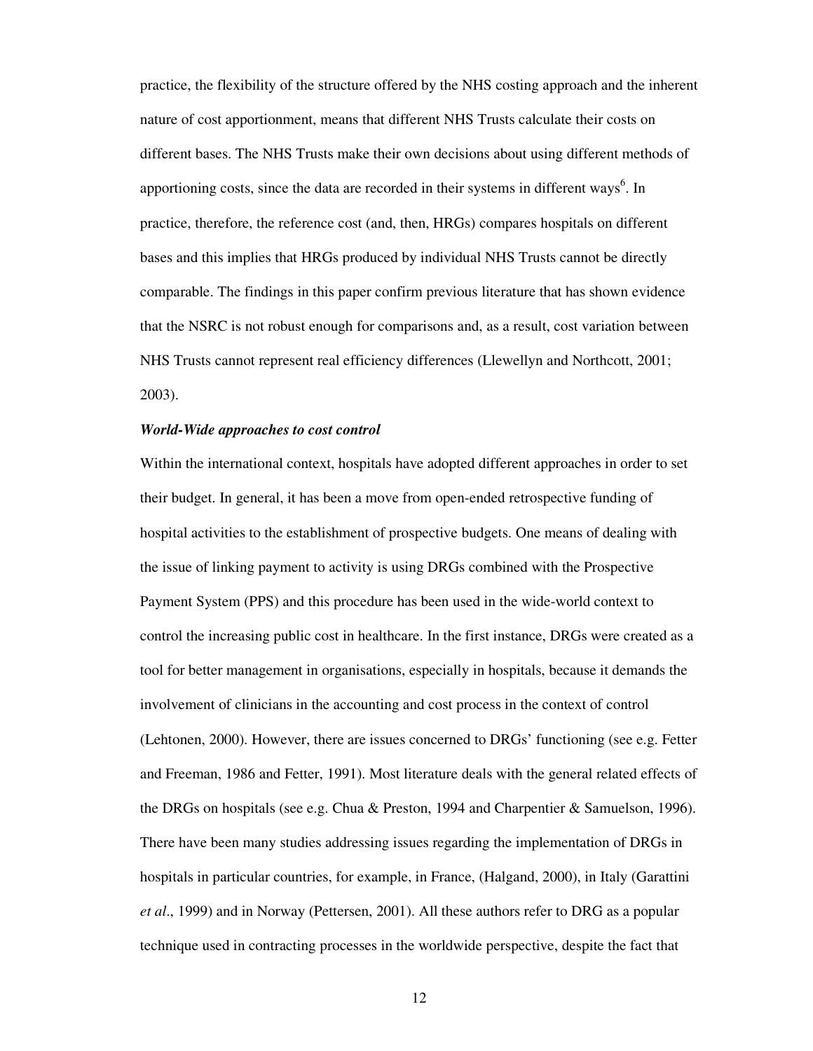practice, the flexibility of the structure offered by the NHS costing approach and the inherent nature of cost apportionment, means that different NHS Trusts calculate their costs on different bases. The NHS Trusts make their own decisions about using different methods of apportioning costs, since the data are recorded in their systems in different ways[6]. In practice, therefore, the reference cost (and, then, HRGs) compares hospitals on different bases and this implies that HRGs produced by individual NHS Trusts cannot be directly comparable. The findings in this paper confirm previous literature that has shown evidence that the NSRC is not robust enough for comparisons and, as a result, cost variation between NHS Trusts cannot represent real efficiency differences (Llewellyn and Northcott, 2001; 2003).

***World-Wide approaches to cost control***

Within the international context, hospitals have adopted different approaches in order to set their budget. In general, it has been a move from open-ended retrospective funding of hospital activities to the establishment of prospective budgets. One means of dealing with the issue of linking payment to activity is using DRGs combined with the Prospective Payment System (PPS) and this procedure has been used in the wide-world context to control the increasing public cost in healthcare. In the first instance, DRGs were created as a tool for better management in organisations, especially in hospitals, because it demands the involvement of clinicians in the accounting and cost process in the context of control (Lehtonen, 2000). However, there are issues concerned to DRGs' functioning (see e.g. Fetter and Freeman, 1986 and Fetter, 1991). Most literature deals with the general related effects of the DRGs on hospitals (see e.g. Chua & Preston, 1994 and Charpentier & Samuelson, 1996). There have been many studies addressing issues regarding the implementation of DRGs in hospitals in particular countries, for example, in France, (Halgand, 2000), in Italy (Garattini *et al*., 1999) and in Norway (Pettersen, 2001). All these authors refer to DRG as a popular technique used in contracting processes in the worldwide perspective, despite the fact that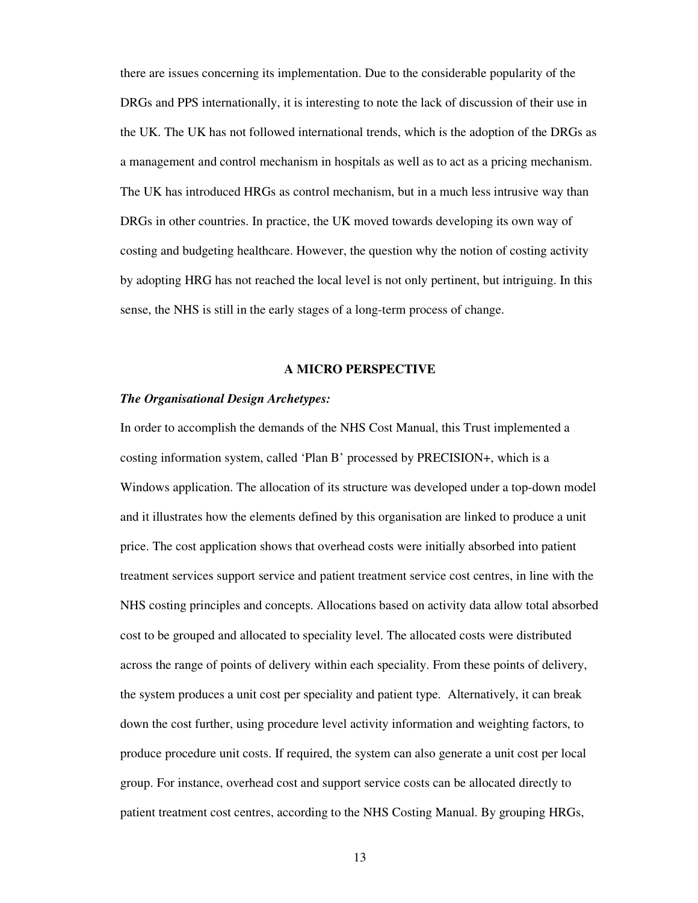there are issues concerning its implementation. Due to the considerable popularity of the DRGs and PPS internationally, it is interesting to note the lack of discussion of their use in the UK. The UK has not followed international trends, which is the adoption of the DRGs as a management and control mechanism in hospitals as well as to act as a pricing mechanism. The UK has introduced HRGs as control mechanism, but in a much less intrusive way than DRGs in other countries. In practice, the UK moved towards developing its own way of costing and budgeting healthcare. However, the question why the notion of costing activity by adopting HRG has not reached the local level is not only pertinent, but intriguing. In this sense, the NHS is still in the early stages of a long-term process of change.

## A MICRO PERSPECTIVE

***The Organisational Design Archetypes:***

In order to accomplish the demands of the NHS Cost Manual, this Trust implemented a costing information system, called 'Plan B' processed by PRECISION+, which is a Windows application. The allocation of its structure was developed under a top-down model and it illustrates how the elements defined by this organisation are linked to produce a unit price. The cost application shows that overhead costs were initially absorbed into patient treatment services support service and patient treatment service cost centres, in line with the NHS costing principles and concepts. Allocations based on activity data allow total absorbed cost to be grouped and allocated to speciality level. The allocated costs were distributed across the range of points of delivery within each speciality. From these points of delivery, the system produces a unit cost per speciality and patient type. Alternatively, it can break down the cost further, using procedure level activity information and weighting factors, to produce procedure unit costs. If required, the system can also generate a unit cost per local group. For instance, overhead cost and support service costs can be allocated directly to patient treatment cost centres, according to the NHS Costing Manual. By grouping HRGs,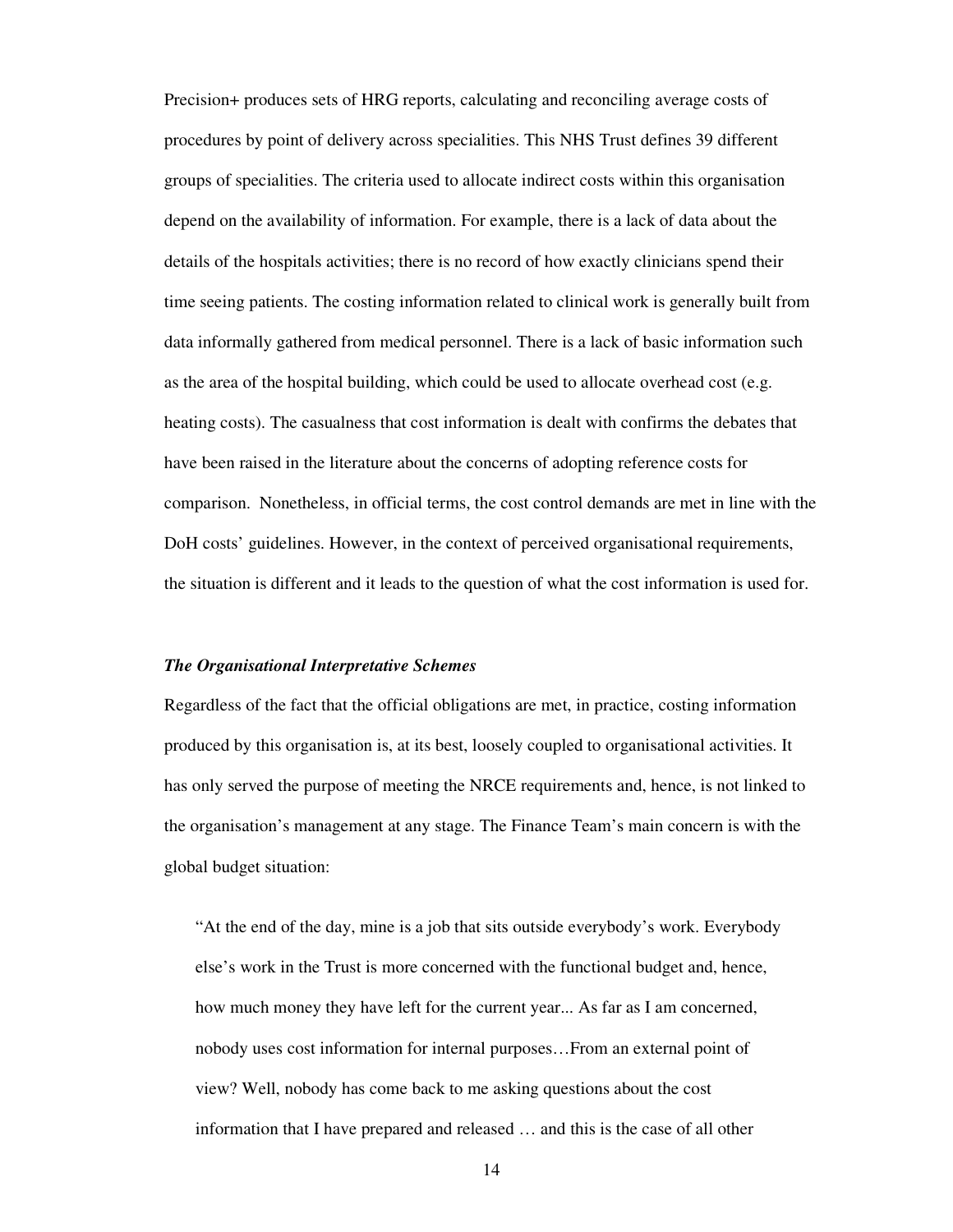Precision+ produces sets of HRG reports, calculating and reconciling average costs of procedures by point of delivery across specialities. This NHS Trust defines 39 different groups of specialities. The criteria used to allocate indirect costs within this organisation depend on the availability of information. For example, there is a lack of data about the details of the hospitals activities; there is no record of how exactly clinicians spend their time seeing patients. The costing information related to clinical work is generally built from data informally gathered from medical personnel. There is a lack of basic information such as the area of the hospital building, which could be used to allocate overhead cost (e.g. heating costs). The casualness that cost information is dealt with confirms the debates that have been raised in the literature about the concerns of adopting reference costs for comparison. Nonetheless, in official terms, the cost control demands are met in line with the DoH costs' guidelines. However, in the context of perceived organisational requirements, the situation is different and it leads to the question of what the cost information is used for.

### *The Organisational Interpretative Schemes*

Regardless of the fact that the official obligations are met, in practice, costing information produced by this organisation is, at its best, loosely coupled to organisational activities. It has only served the purpose of meeting the NRCE requirements and, hence, is not linked to the organisation's management at any stage. The Finance Team's main concern is with the global budget situation:

> "At the end of the day, mine is a job that sits outside everybody's work. Everybody else's work in the Trust is more concerned with the functional budget and, hence, how much money they have left for the current year... As far as I am concerned, nobody uses cost information for internal purposes…From an external point of view? Well, nobody has come back to me asking questions about the cost information that I have prepared and released … and this is the case of all other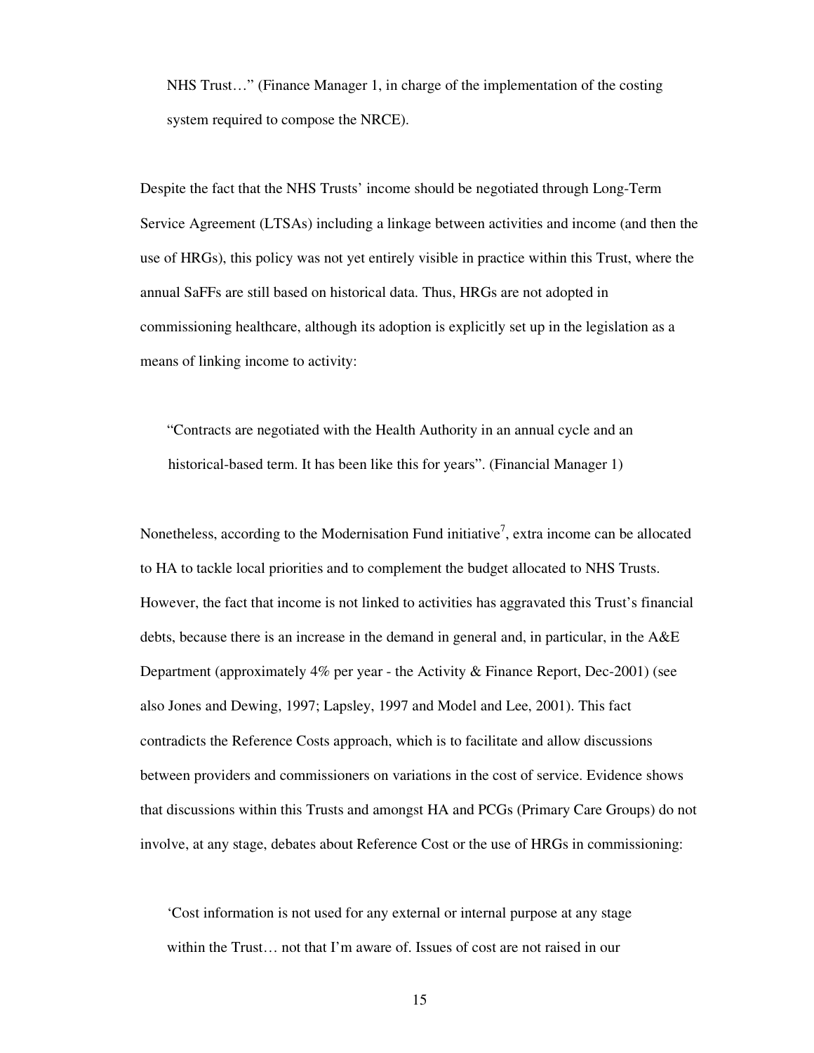NHS Trust…" (Finance Manager 1, in charge of the implementation of the costing system required to compose the NRCE).

Despite the fact that the NHS Trusts' income should be negotiated through Long-Term Service Agreement (LTSAs) including a linkage between activities and income (and then the use of HRGs), this policy was not yet entirely visible in practice within this Trust, where the annual SaFFs are still based on historical data. Thus, HRGs are not adopted in commissioning healthcare, although its adoption is explicitly set up in the legislation as a means of linking income to activity:

> "Contracts are negotiated with the Health Authority in an annual cycle and an historical-based term. It has been like this for years". (Financial Manager 1)

Nonetheless, according to the Modernisation Fund initiative[7], extra income can be allocated to HA to tackle local priorities and to complement the budget allocated to NHS Trusts. However, the fact that income is not linked to activities has aggravated this Trust's financial debts, because there is an increase in the demand in general and, in particular, in the A&E Department (approximately 4% per year - the Activity & Finance Report, Dec-2001) (see also Jones and Dewing, 1997; Lapsley, 1997 and Model and Lee, 2001). This fact contradicts the Reference Costs approach, which is to facilitate and allow discussions between providers and commissioners on variations in the cost of service. Evidence shows that discussions within this Trusts and amongst HA and PCGs (Primary Care Groups) do not involve, at any stage, debates about Reference Cost or the use of HRGs in commissioning:

> 'Cost information is not used for any external or internal purpose at any stage within the Trust… not that I'm aware of. Issues of cost are not raised in our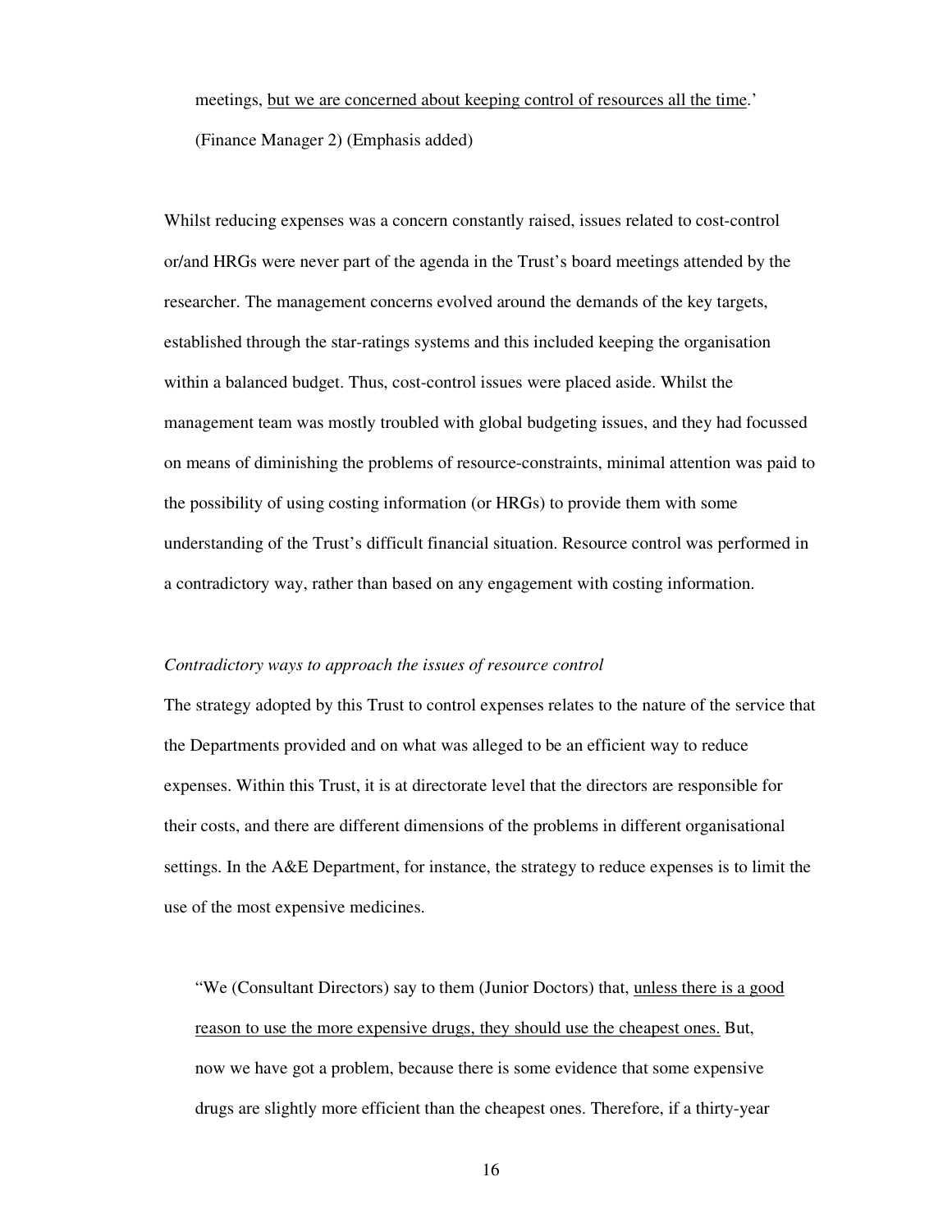meetings, <u>but we are concerned about keeping control of resources all the time</u>.' (Finance Manager 2) (Emphasis added)

Whilst reducing expenses was a concern constantly raised, issues related to cost-control or/and HRGs were never part of the agenda in the Trust's board meetings attended by the researcher. The management concerns evolved around the demands of the key targets, established through the star-ratings systems and this included keeping the organisation within a balanced budget. Thus, cost-control issues were placed aside. Whilst the management team was mostly troubled with global budgeting issues, and they had focussed on means of diminishing the problems of resource-constraints, minimal attention was paid to the possibility of using costing information (or HRGs) to provide them with some understanding of the Trust's difficult financial situation. Resource control was performed in a contradictory way, rather than based on any engagement with costing information.

*Contradictory ways to approach the issues of resource control*

The strategy adopted by this Trust to control expenses relates to the nature of the service that the Departments provided and on what was alleged to be an efficient way to reduce expenses. Within this Trust, it is at directorate level that the directors are responsible for their costs, and there are different dimensions of the problems in different organisational settings. In the A&E Department, for instance, the strategy to reduce expenses is to limit the use of the most expensive medicines.

> "We (Consultant Directors) say to them (Junior Doctors) that, <u>unless there is a good reason to use the more expensive drugs, they should use the cheapest ones.</u> But, now we have got a problem, because there is some evidence that some expensive drugs are slightly more efficient than the cheapest ones. Therefore, if a thirty-year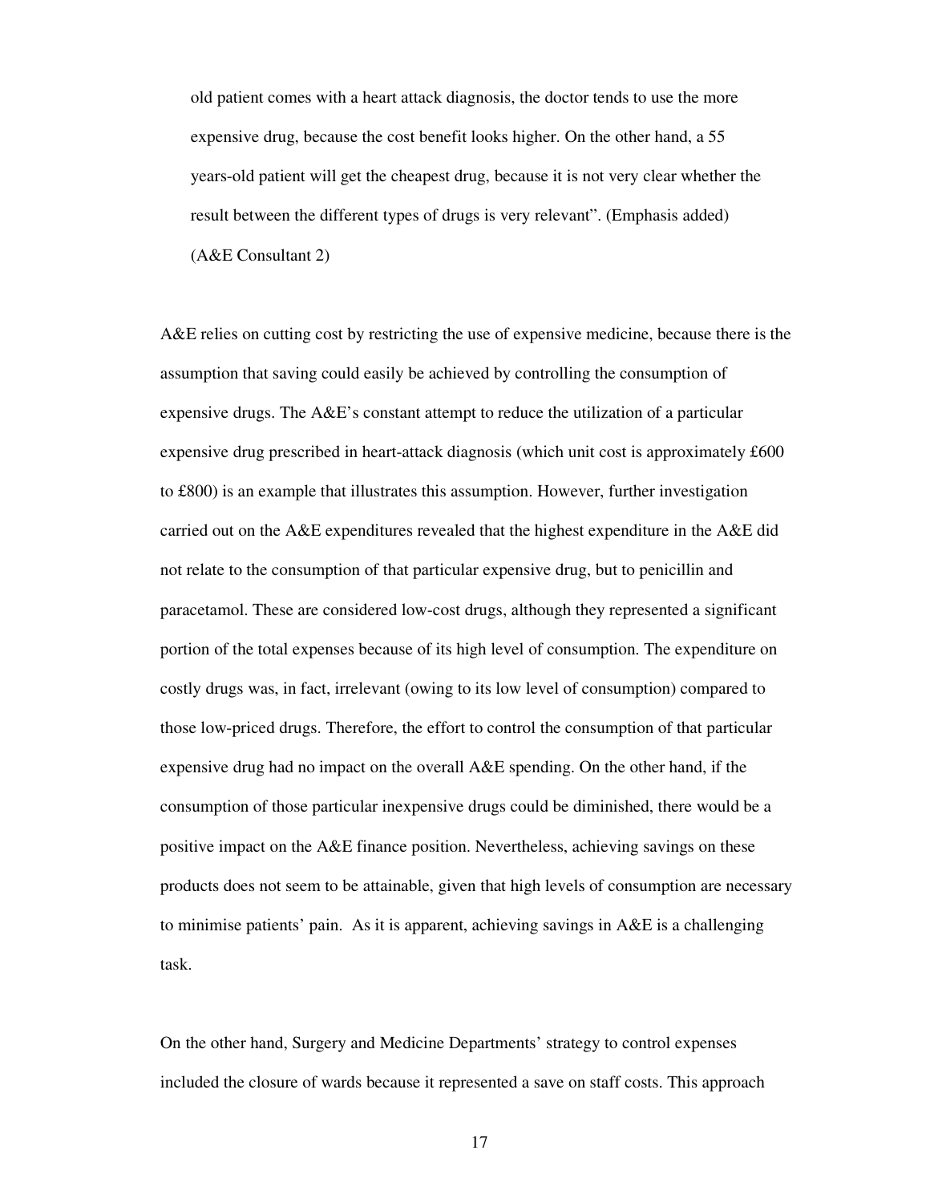> old patient comes with a heart attack diagnosis, the doctor tends to use the more expensive drug, because the cost benefit looks higher. On the other hand, a 55 years-old patient will get the cheapest drug, because it is not very clear whether the result between the different types of drugs is very relevant". (Emphasis added) (A&E Consultant 2)

A&E relies on cutting cost by restricting the use of expensive medicine, because there is the assumption that saving could easily be achieved by controlling the consumption of expensive drugs. The A&E's constant attempt to reduce the utilization of a particular expensive drug prescribed in heart-attack diagnosis (which unit cost is approximately £600 to £800) is an example that illustrates this assumption. However, further investigation carried out on the A&E expenditures revealed that the highest expenditure in the A&E did not relate to the consumption of that particular expensive drug, but to penicillin and paracetamol. These are considered low-cost drugs, although they represented a significant portion of the total expenses because of its high level of consumption. The expenditure on costly drugs was, in fact, irrelevant (owing to its low level of consumption) compared to those low-priced drugs. Therefore, the effort to control the consumption of that particular expensive drug had no impact on the overall A&E spending. On the other hand, if the consumption of those particular inexpensive drugs could be diminished, there would be a positive impact on the A&E finance position. Nevertheless, achieving savings on these products does not seem to be attainable, given that high levels of consumption are necessary to minimise patients' pain. As it is apparent, achieving savings in A&E is a challenging task.

On the other hand, Surgery and Medicine Departments' strategy to control expenses included the closure of wards because it represented a save on staff costs. This approach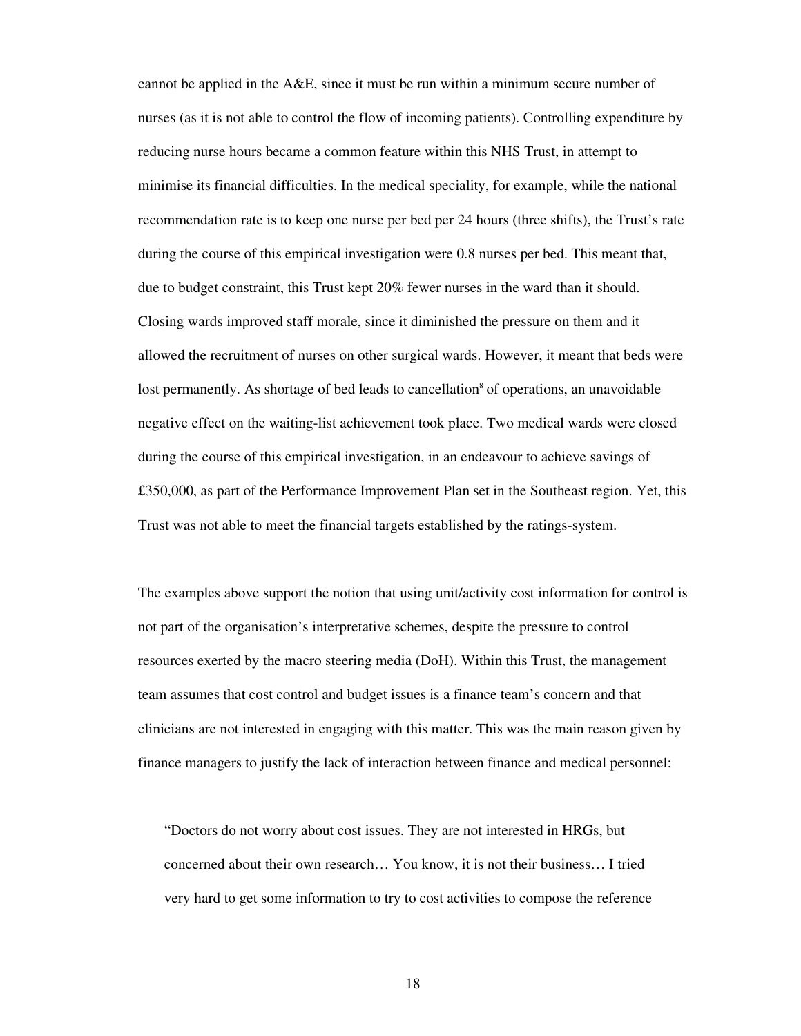cannot be applied in the A&E, since it must be run within a minimum secure number of nurses (as it is not able to control the flow of incoming patients). Controlling expenditure by reducing nurse hours became a common feature within this NHS Trust, in attempt to minimise its financial difficulties. In the medical speciality, for example, while the national recommendation rate is to keep one nurse per bed per 24 hours (three shifts), the Trust's rate during the course of this empirical investigation were 0.8 nurses per bed. This meant that, due to budget constraint, this Trust kept 20% fewer nurses in the ward than it should. Closing wards improved staff morale, since it diminished the pressure on them and it allowed the recruitment of nurses on other surgical wards. However, it meant that beds were lost permanently. As shortage of bed leads to cancellation[8] of operations, an unavoidable negative effect on the waiting-list achievement took place. Two medical wards were closed during the course of this empirical investigation, in an endeavour to achieve savings of £350,000, as part of the Performance Improvement Plan set in the Southeast region. Yet, this Trust was not able to meet the financial targets established by the ratings-system.

The examples above support the notion that using unit/activity cost information for control is not part of the organisation's interpretative schemes, despite the pressure to control resources exerted by the macro steering media (DoH). Within this Trust, the management team assumes that cost control and budget issues is a finance team's concern and that clinicians are not interested in engaging with this matter. This was the main reason given by finance managers to justify the lack of interaction between finance and medical personnel:

> "Doctors do not worry about cost issues. They are not interested in HRGs, but concerned about their own research… You know, it is not their business… I tried very hard to get some information to try to cost activities to compose the reference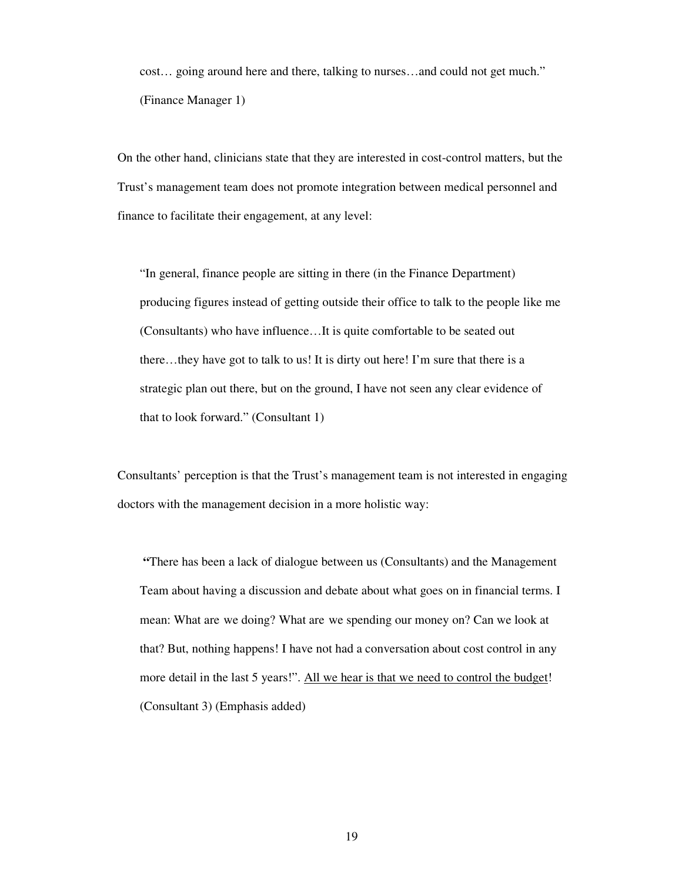cost… going around here and there, talking to nurses…and could not get much." (Finance Manager 1)

On the other hand, clinicians state that they are interested in cost-control matters, but the Trust's management team does not promote integration between medical personnel and finance to facilitate their engagement, at any level:

> "In general, finance people are sitting in there (in the Finance Department) producing figures instead of getting outside their office to talk to the people like me (Consultants) who have influence…It is quite comfortable to be seated out there…they have got to talk to us! It is dirty out here! I'm sure that there is a strategic plan out there, but on the ground, I have not seen any clear evidence of that to look forward." (Consultant 1)

Consultants' perception is that the Trust's management team is not interested in engaging doctors with the management decision in a more holistic way:

> "There has been a lack of dialogue between us (Consultants) and the Management Team about having a discussion and debate about what goes on in financial terms. I mean: What are we doing? What are we spending our money on? Can we look at that? But, nothing happens! I have not had a conversation about cost control in any more detail in the last 5 years!". <u>All we hear is that we need to control the budget</u>! (Consultant 3) (Emphasis added)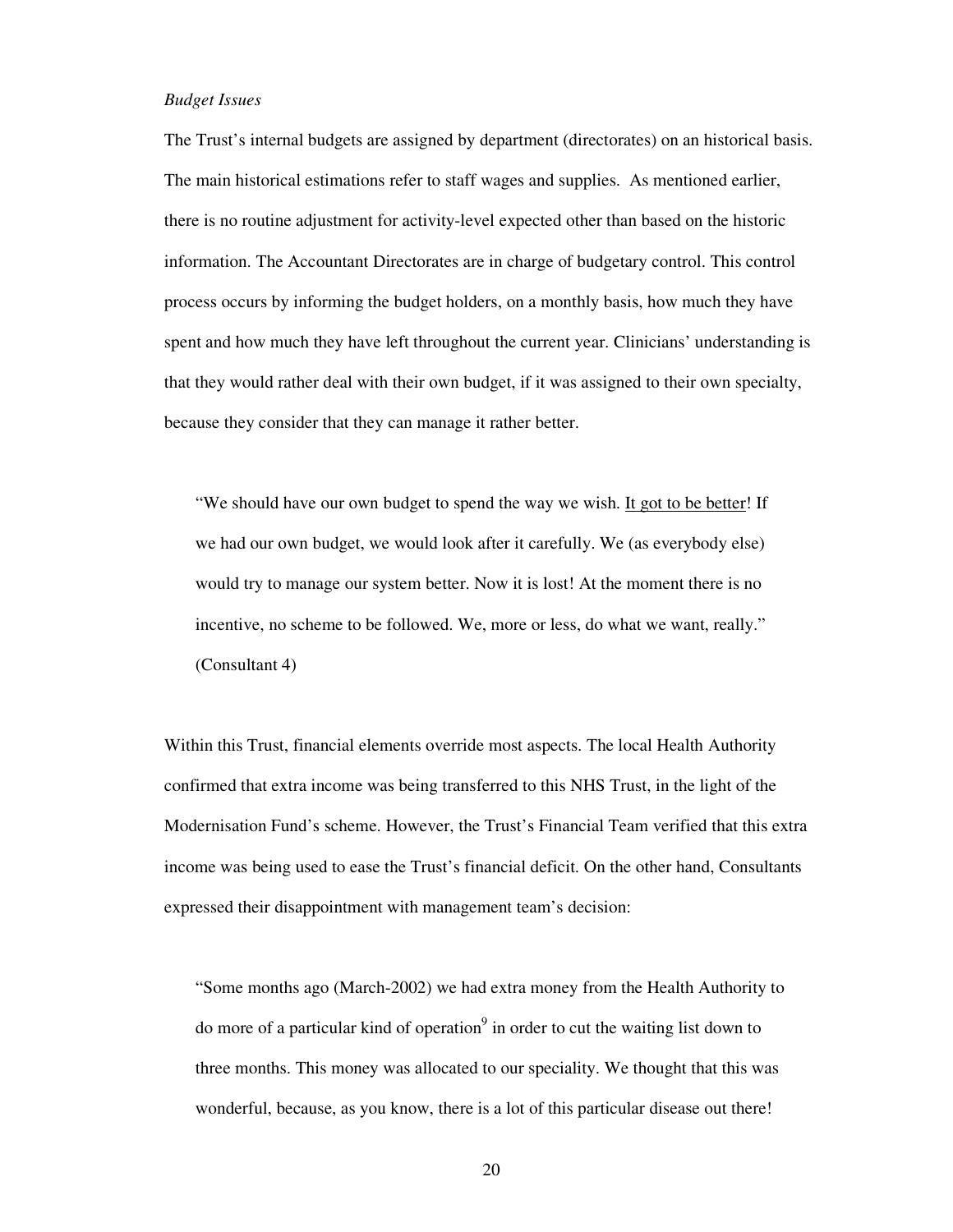*Budget Issues*

The Trust's internal budgets are assigned by department (directorates) on an historical basis. The main historical estimations refer to staff wages and supplies. As mentioned earlier, there is no routine adjustment for activity-level expected other than based on the historic information. The Accountant Directorates are in charge of budgetary control. This control process occurs by informing the budget holders, on a monthly basis, how much they have spent and how much they have left throughout the current year. Clinicians' understanding is that they would rather deal with their own budget, if it was assigned to their own specialty, because they consider that they can manage it rather better.

> "We should have our own budget to spend the way we wish. <u>It got to be better</u>! If we had our own budget, we would look after it carefully. We (as everybody else) would try to manage our system better. Now it is lost! At the moment there is no incentive, no scheme to be followed. We, more or less, do what we want, really." (Consultant 4)

Within this Trust, financial elements override most aspects. The local Health Authority confirmed that extra income was being transferred to this NHS Trust, in the light of the Modernisation Fund's scheme. However, the Trust's Financial Team verified that this extra income was being used to ease the Trust's financial deficit. On the other hand, Consultants expressed their disappointment with management team's decision:

> "Some months ago (March-2002) we had extra money from the Health Authority to do more of a particular kind of operation[9] in order to cut the waiting list down to three months. This money was allocated to our speciality. We thought that this was wonderful, because, as you know, there is a lot of this particular disease out there!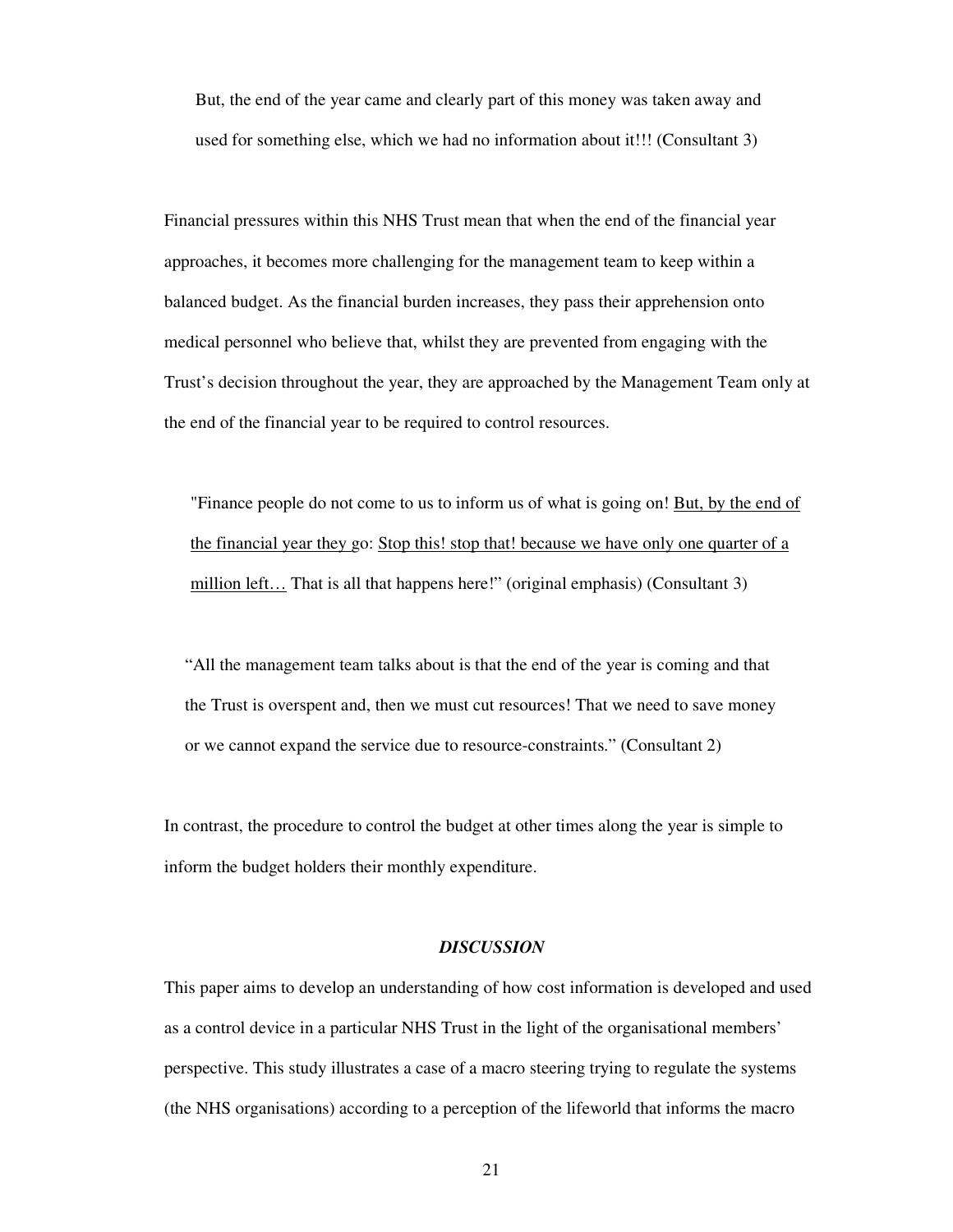> But, the end of the year came and clearly part of this money was taken away and used for something else, which we had no information about it!!! (Consultant 3)

Financial pressures within this NHS Trust mean that when the end of the financial year approaches, it becomes more challenging for the management team to keep within a balanced budget. As the financial burden increases, they pass their apprehension onto medical personnel who believe that, whilst they are prevented from engaging with the Trust's decision throughout the year, they are approached by the Management Team only at the end of the financial year to be required to control resources.

> "Finance people do not come to us to inform us of what is going on! <u>But, by the end of the financial year they g</u>o: <u>Stop this! stop that! because we have only one quarter of a million left…</u> That is all that happens here!" (original emphasis) (Consultant 3)

> "All the management team talks about is that the end of the year is coming and that the Trust is overspent and, then we must cut resources! That we need to save money or we cannot expand the service due to resource-constraints." (Consultant 2)

In contrast, the procedure to control the budget at other times along the year is simple to inform the budget holders their monthly expenditure.

## *DISCUSSION*

This paper aims to develop an understanding of how cost information is developed and used as a control device in a particular NHS Trust in the light of the organisational members' perspective. This study illustrates a case of a macro steering trying to regulate the systems (the NHS organisations) according to a perception of the lifeworld that informs the macro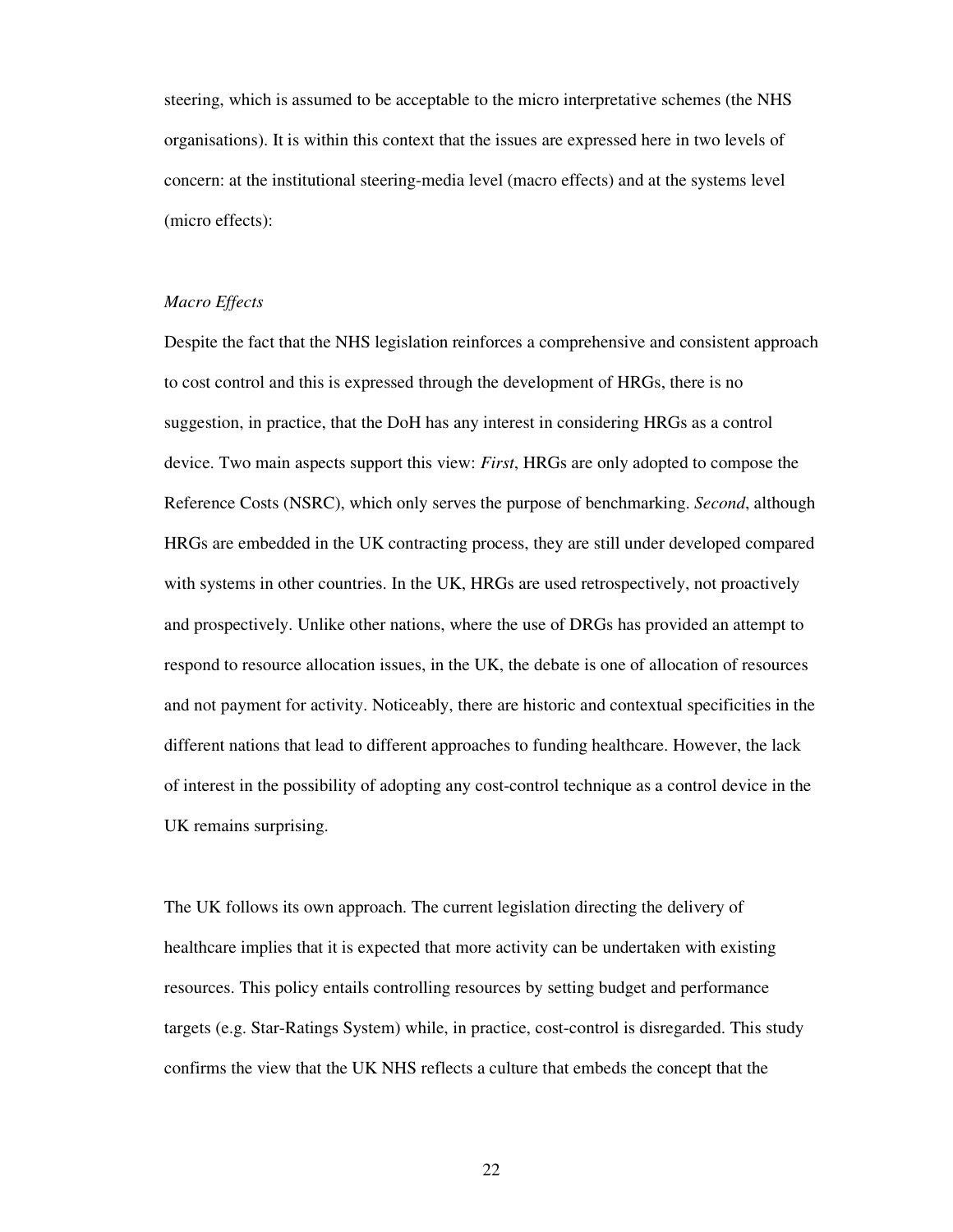steering, which is assumed to be acceptable to the micro interpretative schemes (the NHS organisations). It is within this context that the issues are expressed here in two levels of concern: at the institutional steering-media level (macro effects) and at the systems level (micro effects):

*Macro Effects*

Despite the fact that the NHS legislation reinforces a comprehensive and consistent approach to cost control and this is expressed through the development of HRGs, there is no suggestion, in practice, that the DoH has any interest in considering HRGs as a control device. Two main aspects support this view: *First*, HRGs are only adopted to compose the Reference Costs (NSRC), which only serves the purpose of benchmarking. *Second*, although HRGs are embedded in the UK contracting process, they are still under developed compared with systems in other countries. In the UK, HRGs are used retrospectively, not proactively and prospectively. Unlike other nations, where the use of DRGs has provided an attempt to respond to resource allocation issues, in the UK, the debate is one of allocation of resources and not payment for activity. Noticeably, there are historic and contextual specificities in the different nations that lead to different approaches to funding healthcare. However, the lack of interest in the possibility of adopting any cost-control technique as a control device in the UK remains surprising.

The UK follows its own approach. The current legislation directing the delivery of healthcare implies that it is expected that more activity can be undertaken with existing resources. This policy entails controlling resources by setting budget and performance targets (e.g. Star-Ratings System) while, in practice, cost-control is disregarded. This study confirms the view that the UK NHS reflects a culture that embeds the concept that the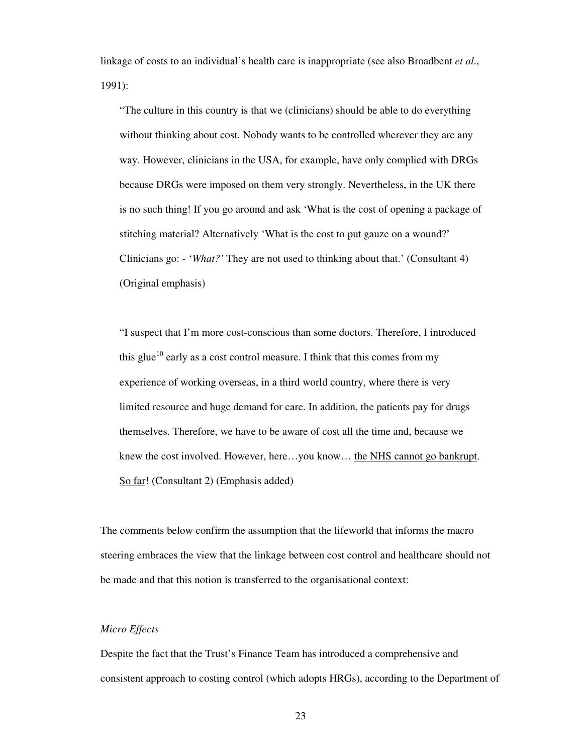linkage of costs to an individual's health care is inappropriate (see also Broadbent *et al*., 1991):

> "The culture in this country is that we (clinicians) should be able to do everything without thinking about cost. Nobody wants to be controlled wherever they are any way. However, clinicians in the USA, for example, have only complied with DRGs because DRGs were imposed on them very strongly. Nevertheless, in the UK there is no such thing! If you go around and ask 'What is the cost of opening a package of stitching material? Alternatively 'What is the cost to put gauze on a wound?' Clinicians go: - '*What?'* They are not used to thinking about that.' (Consultant 4) (Original emphasis)

> "I suspect that I'm more cost-conscious than some doctors. Therefore, I introduced this glue[10] early as a cost control measure. I think that this comes from my experience of working overseas, in a third world country, where there is very limited resource and huge demand for care. In addition, the patients pay for drugs themselves. Therefore, we have to be aware of cost all the time and, because we knew the cost involved. However, here…you know… <u>the NHS cannot go bankrupt</u>. <u>So far</u>! (Consultant 2) (Emphasis added)

The comments below confirm the assumption that the lifeworld that informs the macro steering embraces the view that the linkage between cost control and healthcare should not be made and that this notion is transferred to the organisational context:

*Micro Effects*

Despite the fact that the Trust's Finance Team has introduced a comprehensive and consistent approach to costing control (which adopts HRGs), according to the Department of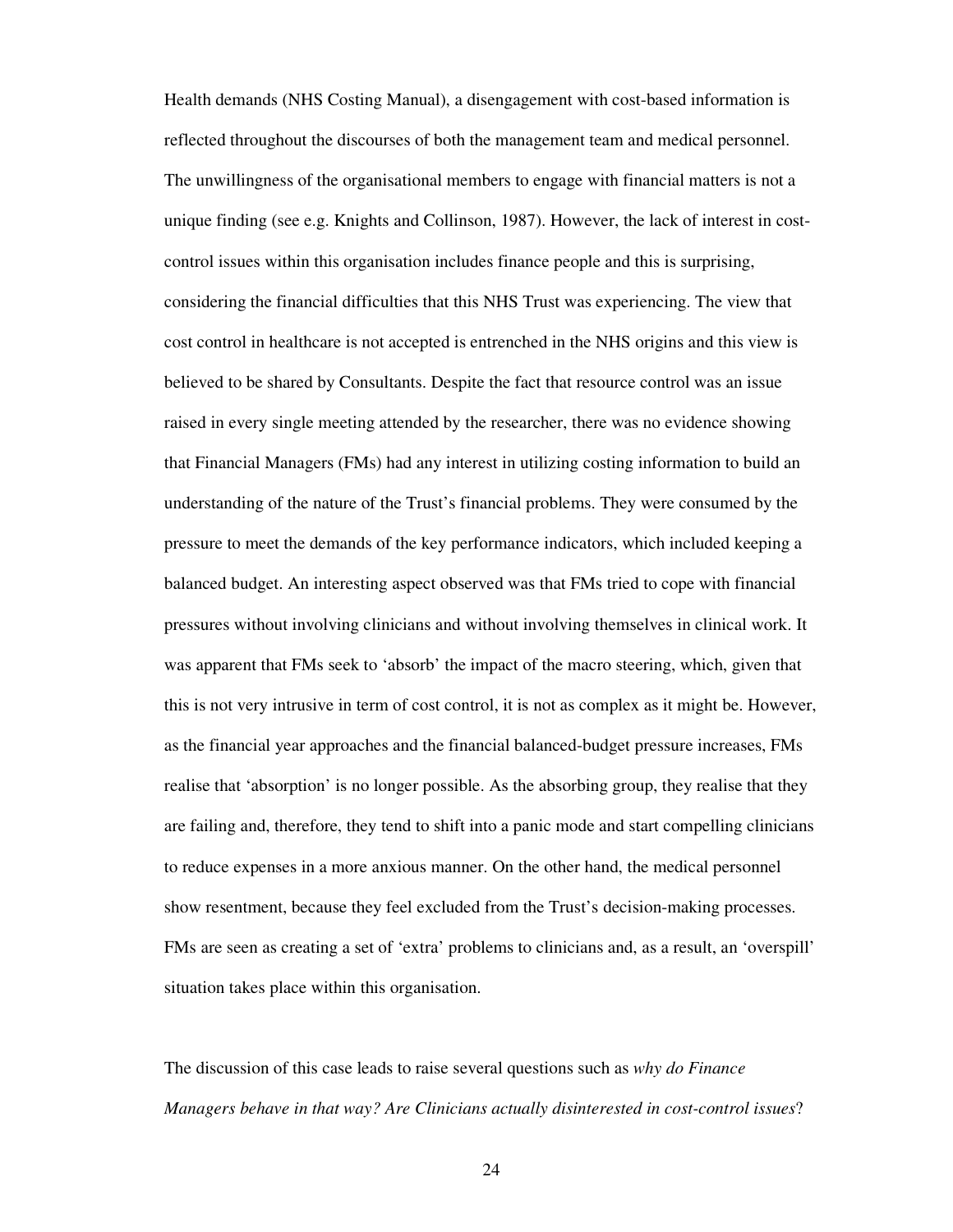Health demands (NHS Costing Manual), a disengagement with cost-based information is reflected throughout the discourses of both the management team and medical personnel. The unwillingness of the organisational members to engage with financial matters is not a unique finding (see e.g. Knights and Collinson, 1987). However, the lack of interest in cost-control issues within this organisation includes finance people and this is surprising, considering the financial difficulties that this NHS Trust was experiencing. The view that cost control in healthcare is not accepted is entrenched in the NHS origins and this view is believed to be shared by Consultants. Despite the fact that resource control was an issue raised in every single meeting attended by the researcher, there was no evidence showing that Financial Managers (FMs) had any interest in utilizing costing information to build an understanding of the nature of the Trust's financial problems. They were consumed by the pressure to meet the demands of the key performance indicators, which included keeping a balanced budget. An interesting aspect observed was that FMs tried to cope with financial pressures without involving clinicians and without involving themselves in clinical work. It was apparent that FMs seek to 'absorb' the impact of the macro steering, which, given that this is not very intrusive in term of cost control, it is not as complex as it might be. However, as the financial year approaches and the financial balanced-budget pressure increases, FMs realise that 'absorption' is no longer possible. As the absorbing group, they realise that they are failing and, therefore, they tend to shift into a panic mode and start compelling clinicians to reduce expenses in a more anxious manner. On the other hand, the medical personnel show resentment, because they feel excluded from the Trust's decision-making processes. FMs are seen as creating a set of 'extra' problems to clinicians and, as a result, an 'overspill' situation takes place within this organisation.

The discussion of this case leads to raise several questions such as *why do Finance Managers behave in that way? Are Clinicians actually disinterested in cost-control issues*?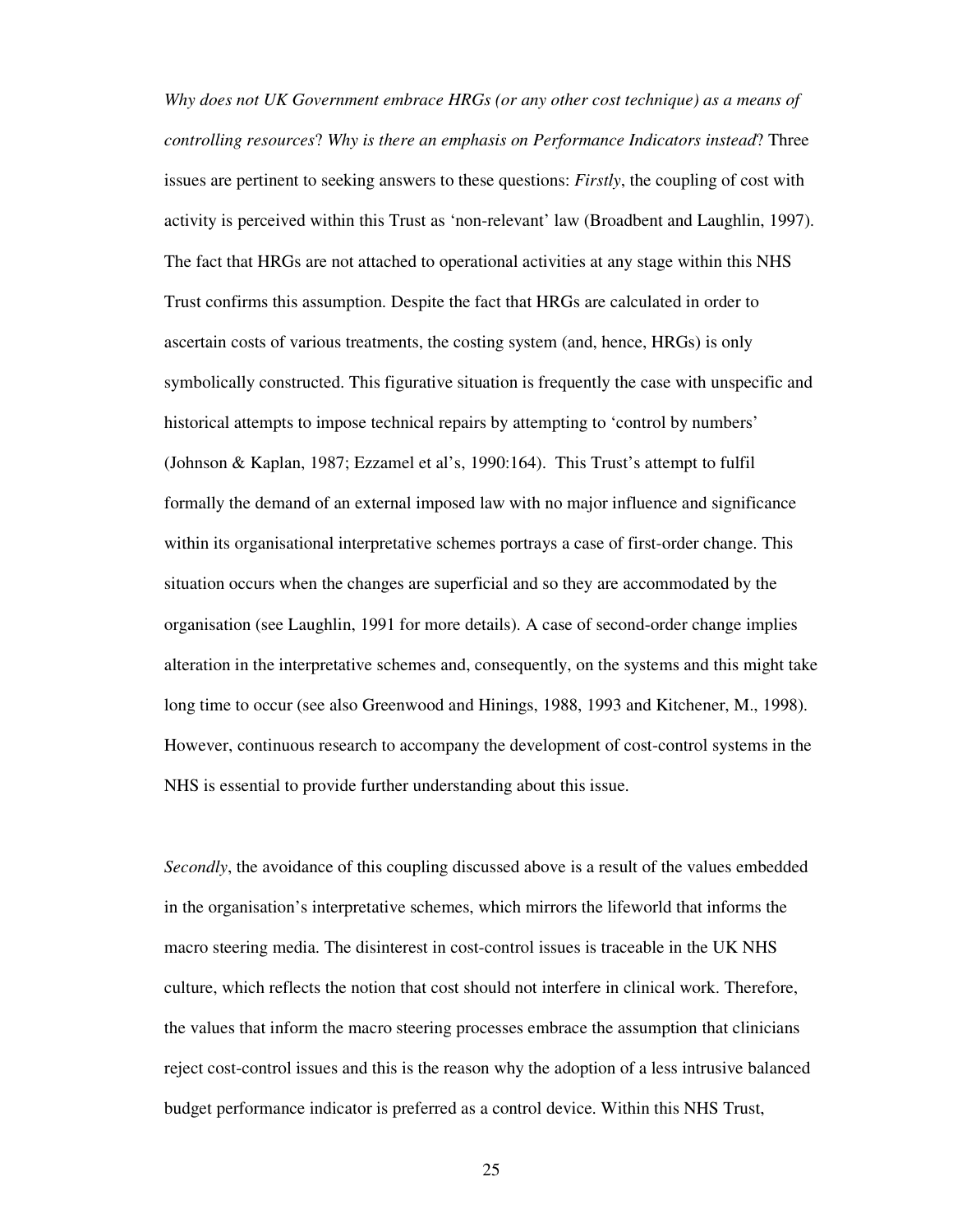*Why does not UK Government embrace HRGs (or any other cost technique) as a means of controlling resources*? *Why is there an emphasis on Performance Indicators instead*? Three issues are pertinent to seeking answers to these questions: *Firstly*, the coupling of cost with activity is perceived within this Trust as 'non-relevant' law (Broadbent and Laughlin, 1997). The fact that HRGs are not attached to operational activities at any stage within this NHS Trust confirms this assumption. Despite the fact that HRGs are calculated in order to ascertain costs of various treatments, the costing system (and, hence, HRGs) is only symbolically constructed. This figurative situation is frequently the case with unspecific and historical attempts to impose technical repairs by attempting to 'control by numbers' (Johnson & Kaplan, 1987; Ezzamel et al's, 1990:164). This Trust's attempt to fulfil formally the demand of an external imposed law with no major influence and significance within its organisational interpretative schemes portrays a case of first-order change. This situation occurs when the changes are superficial and so they are accommodated by the organisation (see Laughlin, 1991 for more details). A case of second-order change implies alteration in the interpretative schemes and, consequently, on the systems and this might take long time to occur (see also Greenwood and Hinings, 1988, 1993 and Kitchener, M., 1998). However, continuous research to accompany the development of cost-control systems in the NHS is essential to provide further understanding about this issue.

*Secondly*, the avoidance of this coupling discussed above is a result of the values embedded in the organisation's interpretative schemes, which mirrors the lifeworld that informs the macro steering media. The disinterest in cost-control issues is traceable in the UK NHS culture, which reflects the notion that cost should not interfere in clinical work. Therefore, the values that inform the macro steering processes embrace the assumption that clinicians reject cost-control issues and this is the reason why the adoption of a less intrusive balanced budget performance indicator is preferred as a control device. Within this NHS Trust,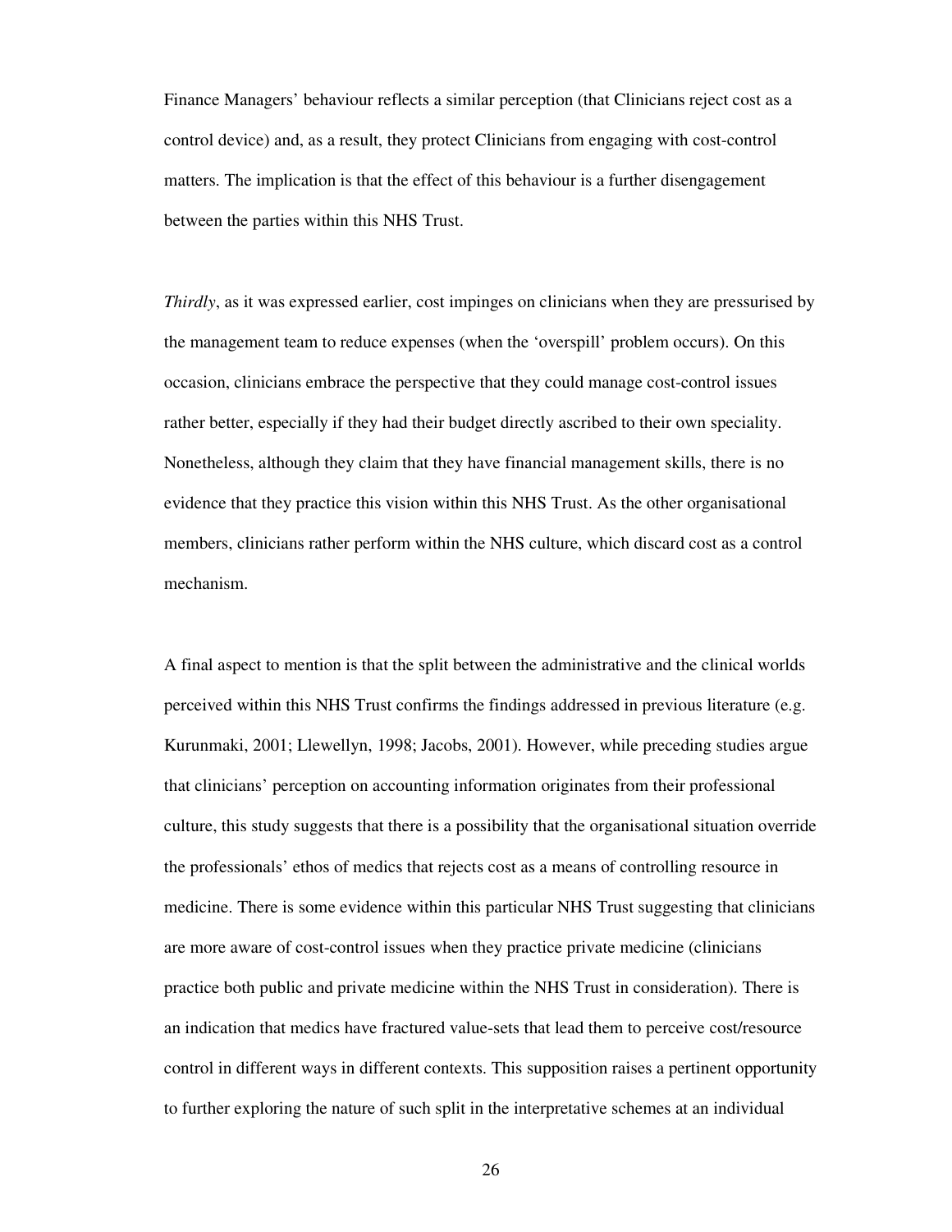Finance Managers' behaviour reflects a similar perception (that Clinicians reject cost as a control device) and, as a result, they protect Clinicians from engaging with cost-control matters. The implication is that the effect of this behaviour is a further disengagement between the parties within this NHS Trust.

*Thirdly*, as it was expressed earlier, cost impinges on clinicians when they are pressurised by the management team to reduce expenses (when the 'overspill' problem occurs). On this occasion, clinicians embrace the perspective that they could manage cost-control issues rather better, especially if they had their budget directly ascribed to their own speciality. Nonetheless, although they claim that they have financial management skills, there is no evidence that they practice this vision within this NHS Trust. As the other organisational members, clinicians rather perform within the NHS culture, which discard cost as a control mechanism.

A final aspect to mention is that the split between the administrative and the clinical worlds perceived within this NHS Trust confirms the findings addressed in previous literature (e.g. Kurunmaki, 2001; Llewellyn, 1998; Jacobs, 2001). However, while preceding studies argue that clinicians' perception on accounting information originates from their professional culture, this study suggests that there is a possibility that the organisational situation override the professionals' ethos of medics that rejects cost as a means of controlling resource in medicine. There is some evidence within this particular NHS Trust suggesting that clinicians are more aware of cost-control issues when they practice private medicine (clinicians practice both public and private medicine within the NHS Trust in consideration). There is an indication that medics have fractured value-sets that lead them to perceive cost/resource control in different ways in different contexts. This supposition raises a pertinent opportunity to further exploring the nature of such split in the interpretative schemes at an individual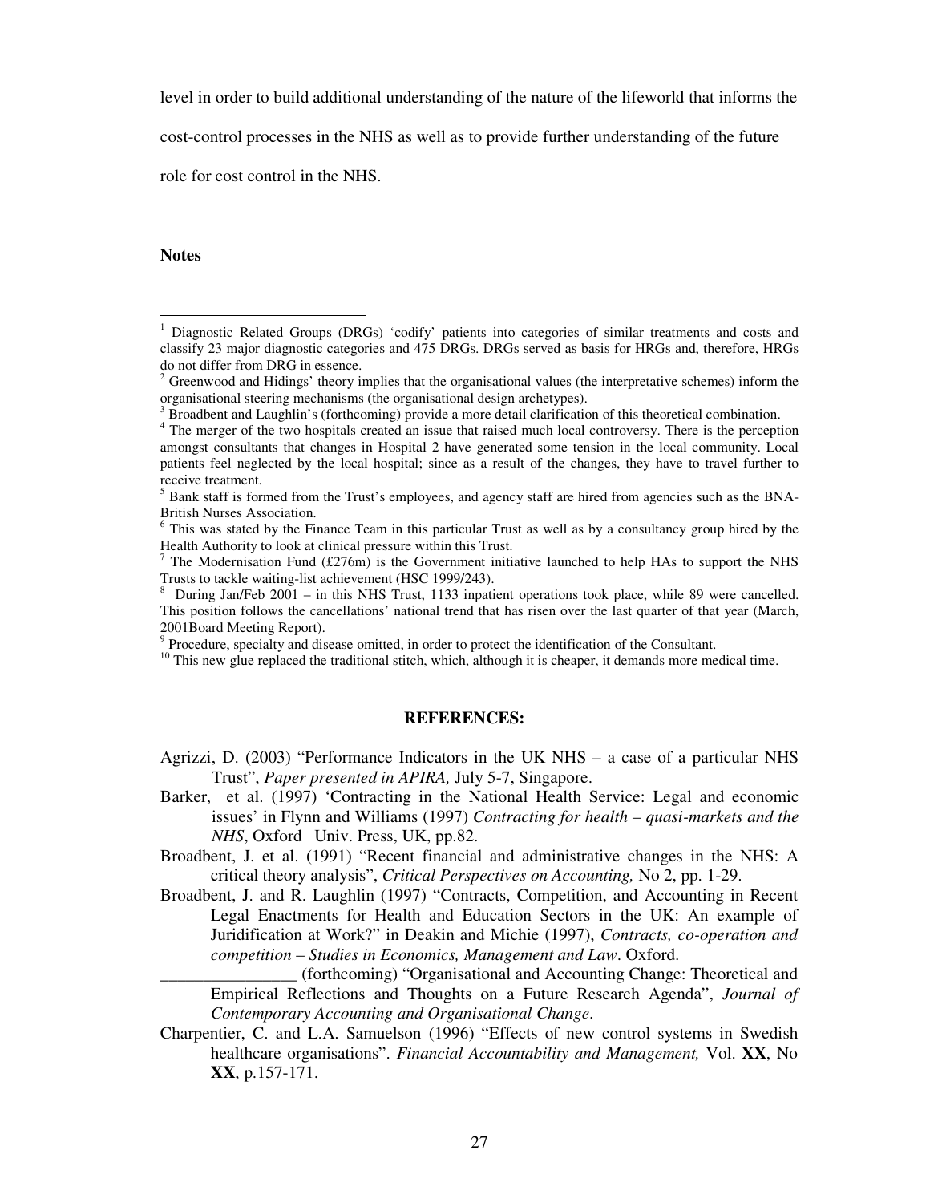level in order to build additional understanding of the nature of the lifeworld that informs the cost-control processes in the NHS as well as to provide further understanding of the future role for cost control in the NHS.

**Notes**

[1] Diagnostic Related Groups (DRGs) 'codify' patients into categories of similar treatments and costs and classify 23 major diagnostic categories and 475 DRGs. DRGs served as basis for HRGs and, therefore, HRGs do not differ from DRG in essence.

[2] Greenwood and Hidings' theory implies that the organisational values (the interpretative schemes) inform the organisational steering mechanisms (the organisational design archetypes).

[3] Broadbent and Laughlin's (forthcoming) provide a more detail clarification of this theoretical combination.

[4] The merger of the two hospitals created an issue that raised much local controversy. There is the perception amongst consultants that changes in Hospital 2 have generated some tension in the local community. Local patients feel neglected by the local hospital; since as a result of the changes, they have to travel further to receive treatment.

[5] Bank staff is formed from the Trust's employees, and agency staff are hired from agencies such as the BNA-British Nurses Association.

[6] This was stated by the Finance Team in this particular Trust as well as by a consultancy group hired by the Health Authority to look at clinical pressure within this Trust.

[7] The Modernisation Fund (£276m) is the Government initiative launched to help HAs to support the NHS Trusts to tackle waiting-list achievement (HSC 1999/243).

[8] During Jan/Feb 2001 – in this NHS Trust, 1133 inpatient operations took place, while 89 were cancelled. This position follows the cancellations' national trend that has risen over the last quarter of that year (March, 2001Board Meeting Report).

[9] Procedure, specialty and disease omitted, in order to protect the identification of the Consultant.

[10] This new glue replaced the traditional stitch, which, although it is cheaper, it demands more medical time.

## REFERENCES:

Agrizzi, D. (2003) "Performance Indicators in the UK NHS – a case of a particular NHS Trust", *Paper presented in APIRA,* July 5-7, Singapore.

Barker, et al. (1997) 'Contracting in the National Health Service: Legal and economic issues' in Flynn and Williams (1997) *Contracting for health – quasi-markets and the NHS*, Oxford Univ. Press, UK, pp.82.

Broadbent, J. et al. (1991) "Recent financial and administrative changes in the NHS: A critical theory analysis", *Critical Perspectives on Accounting,* No 2, pp. 1-29.

Broadbent, J. and R. Laughlin (1997) "Contracts, Competition, and Accounting in Recent Legal Enactments for Health and Education Sectors in the UK: An example of Juridification at Work?" in Deakin and Michie (1997), *Contracts, co-operation and competition – Studies in Economics, Management and Law*. Oxford.

________________ (forthcoming) "Organisational and Accounting Change: Theoretical and Empirical Reflections and Thoughts on a Future Research Agenda", *Journal of Contemporary Accounting and Organisational Change*.

Charpentier, C. and L.A. Samuelson (1996) "Effects of new control systems in Swedish healthcare organisations". *Financial Accountability and Management,* Vol. **XX**, No **XX**, p.157-171.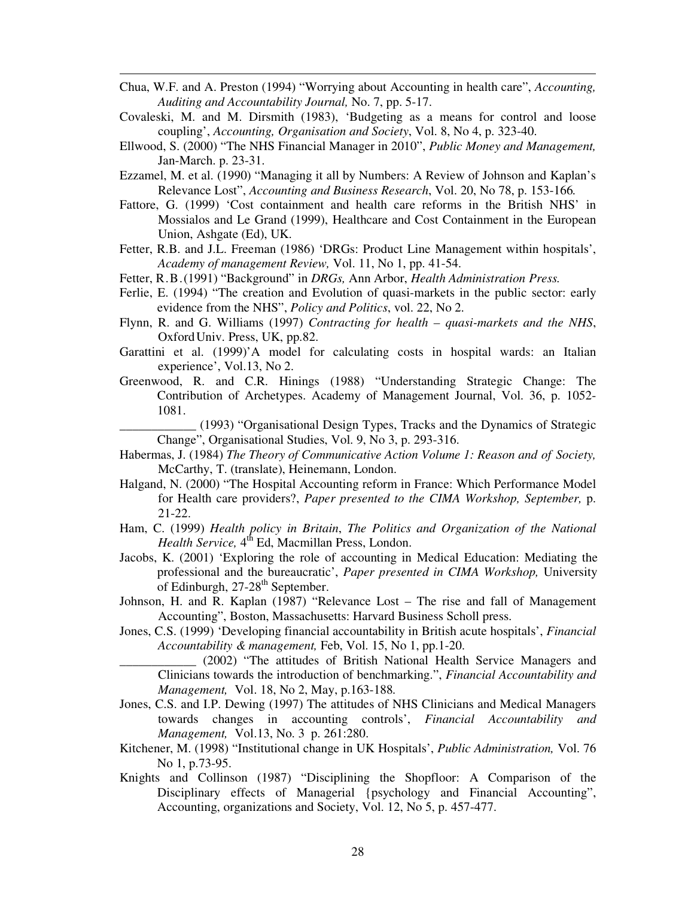Chua, W.F. and A. Preston (1994) "Worrying about Accounting in health care", *Accounting, Auditing and Accountability Journal,* No. 7, pp. 5-17.

Covaleski, M. and M. Dirsmith (1983), 'Budgeting as a means for control and loose coupling', *Accounting, Organisation and Society*, Vol. 8, No 4, p. 323-40.

Ellwood, S. (2000) "The NHS Financial Manager in 2010", *Public Money and Management,* Jan-March. p. 23-31.

Ezzamel, M. et al. (1990) "Managing it all by Numbers: A Review of Johnson and Kaplan's Relevance Lost", *Accounting and Business Research*, Vol. 20, No 78, p. 153-166*.*

Fattore, G. (1999) 'Cost containment and health care reforms in the British NHS' in Mossialos and Le Grand (1999), Healthcare and Cost Containment in the European Union, Ashgate (Ed), UK.

Fetter, R.B. and J.L. Freeman (1986) 'DRGs: Product Line Management within hospitals', *Academy of management Review,* Vol. 11, No 1, pp. 41-54.

Fetter, R.B.(1991) "Background" in *DRGs,* Ann Arbor, *Health Administration Press.*

Ferlie, E. (1994) "The creation and Evolution of quasi-markets in the public sector: early evidence from the NHS", *Policy and Politics*, vol. 22, No 2.

Flynn, R. and G. Williams (1997) *Contracting for health – quasi-markets and the NHS*, Oxford Univ. Press, UK, pp.82.

Garattini et al. (1999)'A model for calculating costs in hospital wards: an Italian experience', Vol.13, No 2.

Greenwood, R. and C.R. Hinings (1988) "Understanding Strategic Change: The Contribution of Archetypes. Academy of Management Journal, Vol. 36, p. 1052-1081.

____________ (1993) "Organisational Design Types, Tracks and the Dynamics of Strategic Change", Organisational Studies, Vol. 9, No 3, p. 293-316.

Habermas, J. (1984) *The Theory of Communicative Action Volume 1: Reason and of Society,* McCarthy, T. (translate), Heinemann, London.

Halgand, N. (2000) "The Hospital Accounting reform in France: Which Performance Model for Health care providers?, *Paper presented to the CIMA Workshop, September,* p. 21-22.

Ham, C. (1999) *Health policy in Britain*, *The Politics and Organization of the National Health Service,* 4th Ed, Macmillan Press, London.

Jacobs, K. (2001) 'Exploring the role of accounting in Medical Education: Mediating the professional and the bureaucratic', *Paper presented in CIMA Workshop,* University of Edinburgh, 27-28th September.

Johnson, H. and R. Kaplan (1987) "Relevance Lost – The rise and fall of Management Accounting", Boston, Massachusetts: Harvard Business Scholl press.

Jones, C.S. (1999) 'Developing financial accountability in British acute hospitals', *Financial Accountability & management,* Feb, Vol. 15, No 1, pp.1-20.

____________ (2002) "The attitudes of British National Health Service Managers and Clinicians towards the introduction of benchmarking.", *Financial Accountability and Management,* Vol. 18, No 2, May, p.163-188*.*

Jones, C.S. and I.P. Dewing (1997) The attitudes of NHS Clinicians and Medical Managers towards changes in accounting controls', *Financial Accountability and Management,* Vol.13, No. 3 p. 261:280.

Kitchener, M. (1998) "Institutional change in UK Hospitals', *Public Administration,* Vol. 76 No 1, p.73-95.

Knights and Collinson (1987) "Disciplining the Shopfloor: A Comparison of the Disciplinary effects of Managerial {psychology and Financial Accounting", Accounting, organizations and Society, Vol. 12, No 5, p. 457-477.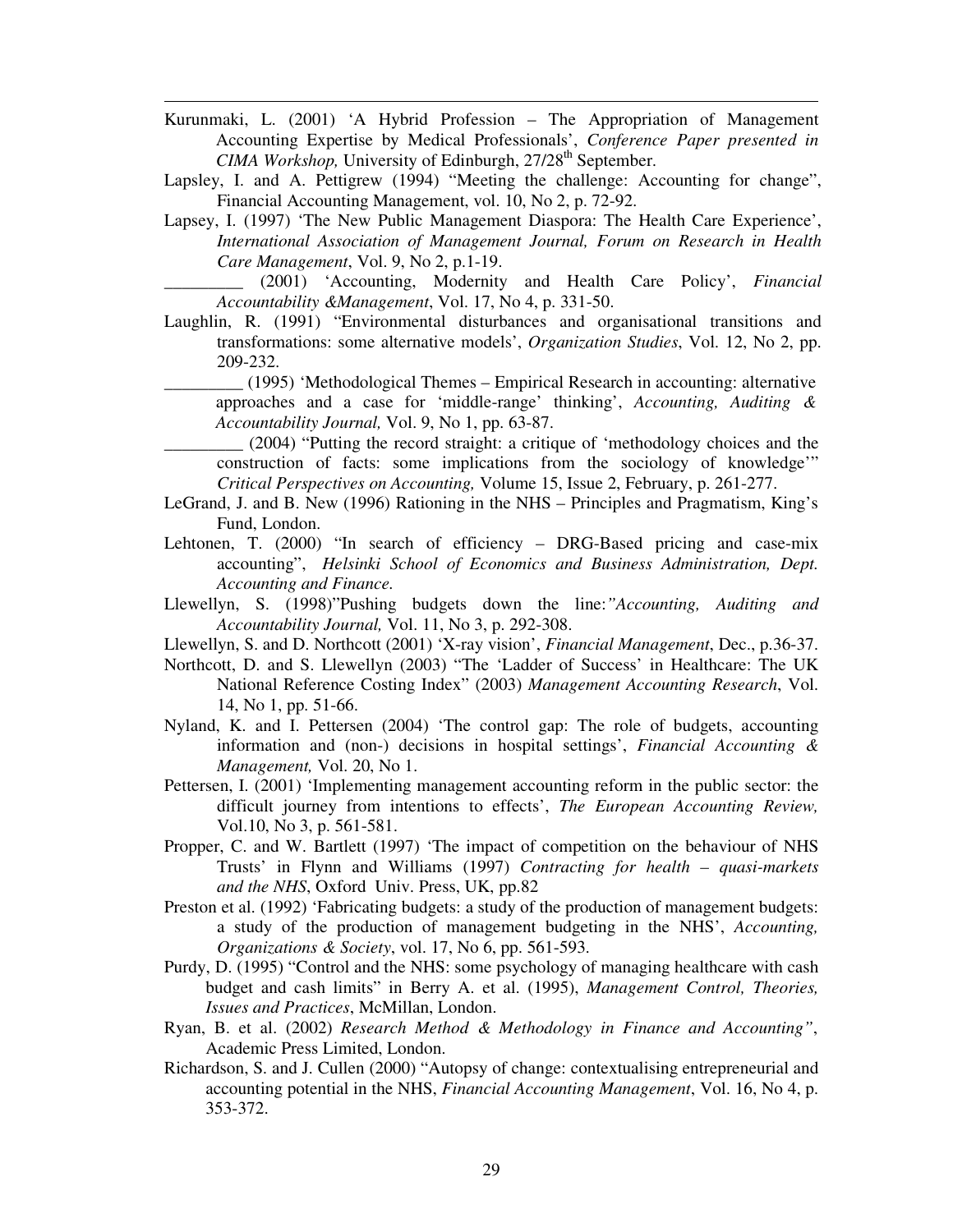Kurunmaki, L. (2001) 'A Hybrid Profession – The Appropriation of Management Accounting Expertise by Medical Professionals', *Conference Paper presented in CIMA Workshop,* University of Edinburgh, 27/28th September.

Lapsley, I. and A. Pettigrew (1994) "Meeting the challenge: Accounting for change", Financial Accounting Management, vol. 10, No 2, p. 72-92.

Lapsey, I. (1997) 'The New Public Management Diaspora: The Health Care Experience', *International Association of Management Journal, Forum on Research in Health Care Management*, Vol. 9, No 2, p.1-19.

_________ (2001) 'Accounting, Modernity and Health Care Policy', *Financial Accountability &Management*, Vol. 17, No 4, p. 331-50.

Laughlin, R. (1991) "Environmental disturbances and organisational transitions and transformations: some alternative models', *Organization Studies*, Vol. 12, No 2, pp. 209-232.

_________ (1995) 'Methodological Themes – Empirical Research in accounting: alternative approaches and a case for 'middle-range' thinking', *Accounting, Auditing & Accountability Journal,* Vol. 9, No 1, pp. 63-87.

_________ (2004) "Putting the record straight: a critique of 'methodology choices and the construction of facts: some implications from the sociology of knowledge'" *Critical Perspectives on Accounting,* Volume 15, Issue 2, February, p. 261-277.

LeGrand, J. and B. New (1996) Rationing in the NHS – Principles and Pragmatism, King's Fund, London.

Lehtonen, T. (2000) "In search of efficiency – DRG-Based pricing and case-mix accounting", *Helsinki School of Economics and Business Administration, Dept. Accounting and Finance.*

Llewellyn, S. (1998)"Pushing budgets down the line:*"Accounting, Auditing and Accountability Journal,* Vol. 11, No 3, p. 292-308.

Llewellyn, S. and D. Northcott (2001) 'X-ray vision', *Financial Management*, Dec., p.36-37.

Northcott, D. and S. Llewellyn (2003) "The 'Ladder of Success' in Healthcare: The UK National Reference Costing Index" (2003) *Management Accounting Research*, Vol. 14, No 1, pp. 51-66.

Nyland, K. and I. Pettersen (2004) 'The control gap: The role of budgets, accounting information and (non-) decisions in hospital settings', *Financial Accounting & Management,* Vol. 20, No 1.

Pettersen, I. (2001) 'Implementing management accounting reform in the public sector: the difficult journey from intentions to effects', *The European Accounting Review,* Vol.10, No 3, p. 561-581.

Propper, C. and W. Bartlett (1997) 'The impact of competition on the behaviour of NHS Trusts' in Flynn and Williams (1997) *Contracting for health – quasi-markets and the NHS*, Oxford Univ. Press, UK, pp.82

Preston et al. (1992) 'Fabricating budgets: a study of the production of management budgets: a study of the production of management budgeting in the NHS', *Accounting, Organizations & Society*, vol. 17, No 6, pp. 561-593.

Purdy, D. (1995) "Control and the NHS: some psychology of managing healthcare with cash budget and cash limits" in Berry A. et al. (1995), *Management Control, Theories, Issues and Practices*, McMillan, London.

Ryan, B. et al. (2002) *Research Method & Methodology in Finance and Accounting"*, Academic Press Limited, London.

Richardson, S. and J. Cullen (2000) "Autopsy of change: contextualising entrepreneurial and accounting potential in the NHS, *Financial Accounting Management*, Vol. 16, No 4, p. 353-372.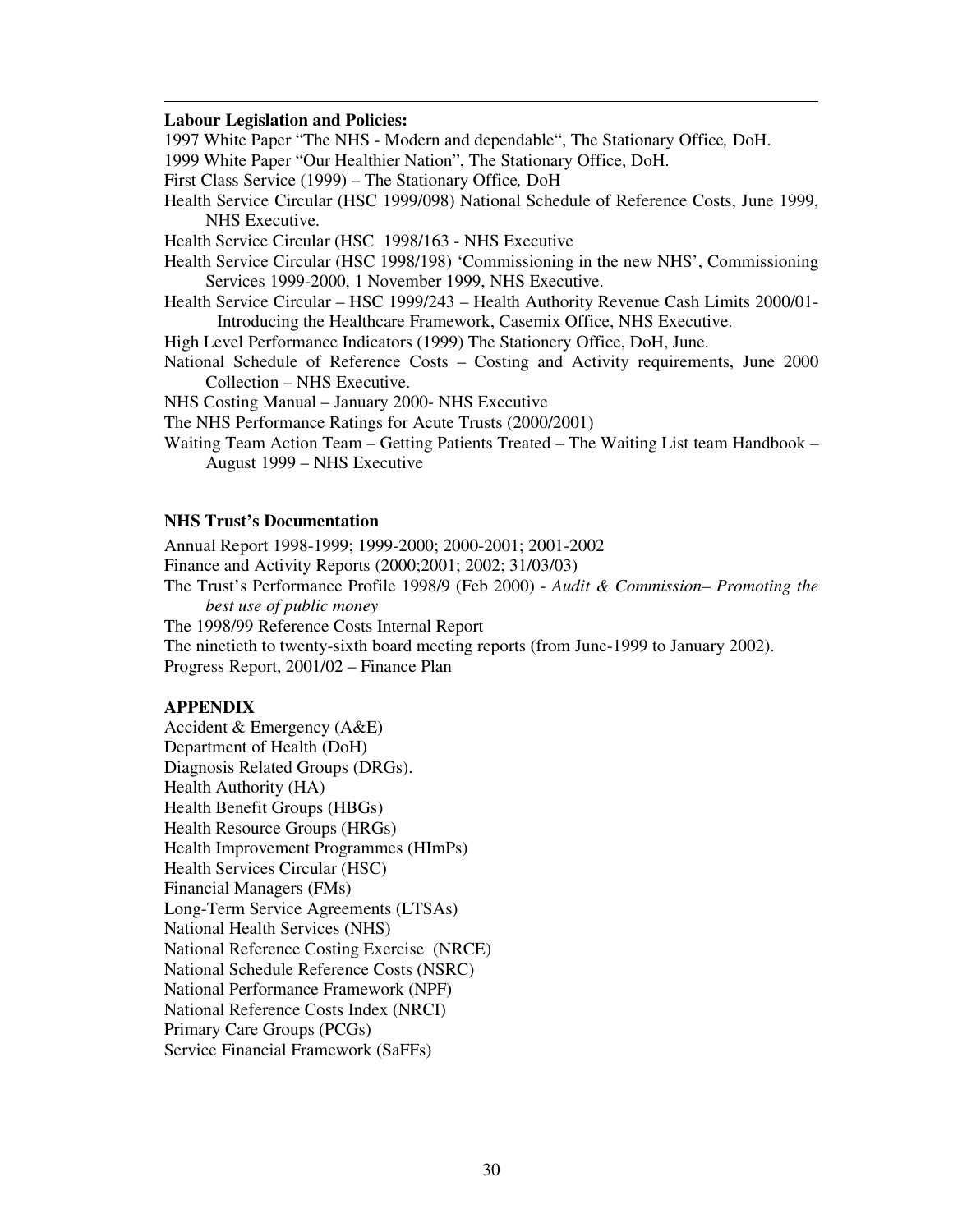**Labour Legislation and Policies:**

1997 White Paper "The NHS - Modern and dependable", The Stationary Office*,* DoH.

1999 White Paper "Our Healthier Nation", The Stationary Office, DoH.

First Class Service (1999) – The Stationary Office*,* DoH

Health Service Circular (HSC 1999/098) National Schedule of Reference Costs, June 1999, NHS Executive.

Health Service Circular (HSC 1998/163 - NHS Executive

Health Service Circular (HSC 1998/198) 'Commissioning in the new NHS', Commissioning Services 1999-2000, 1 November 1999, NHS Executive.

Health Service Circular – HSC 1999/243 – Health Authority Revenue Cash Limits 2000/01- Introducing the Healthcare Framework, Casemix Office, NHS Executive.

High Level Performance Indicators (1999) The Stationery Office, DoH, June.

National Schedule of Reference Costs – Costing and Activity requirements, June 2000 Collection – NHS Executive.

NHS Costing Manual – January 2000- NHS Executive

The NHS Performance Ratings for Acute Trusts (2000/2001)

Waiting Team Action Team – Getting Patients Treated – The Waiting List team Handbook – August 1999 – NHS Executive

**NHS Trust's Documentation**

Annual Report 1998-1999; 1999-2000; 2000-2001; 2001-2002

Finance and Activity Reports (2000;2001; 2002; 31/03/03)

The Trust's Performance Profile 1998/9 (Feb 2000) - *Audit & Commission– Promoting the best use of public money*

The 1998/99 Reference Costs Internal Report

The ninetieth to twenty-sixth board meeting reports (from June-1999 to January 2002).

Progress Report, 2001/02 – Finance Plan

**APPENDIX**

Accident & Emergency (A&E)
Department of Health (DoH)
Diagnosis Related Groups (DRGs).
Health Authority (HA)
Health Benefit Groups (HBGs)
Health Resource Groups (HRGs)
Health Improvement Programmes (HImPs)
Health Services Circular (HSC)
Financial Managers (FMs)
Long-Term Service Agreements (LTSAs)
National Health Services (NHS)
National Reference Costing Exercise (NRCE)
National Schedule Reference Costs (NSRC)
National Performance Framework (NPF)
National Reference Costs Index (NRCI)
Primary Care Groups (PCGs)
Service Financial Framework (SaFFs)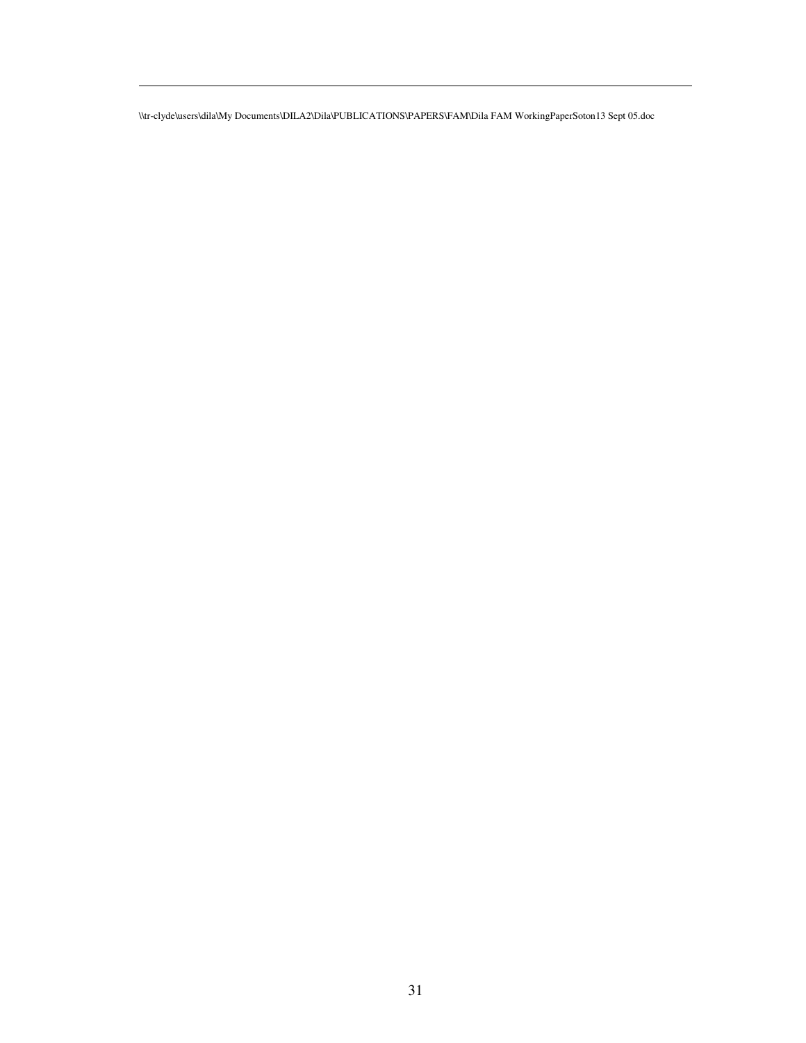\\tr-clyde\users\dila\My Documents\DILA2\Dila\PUBLICATIONS\PAPERS\FAM\Dila FAM WorkingPaperSoton13 Sept 05.doc